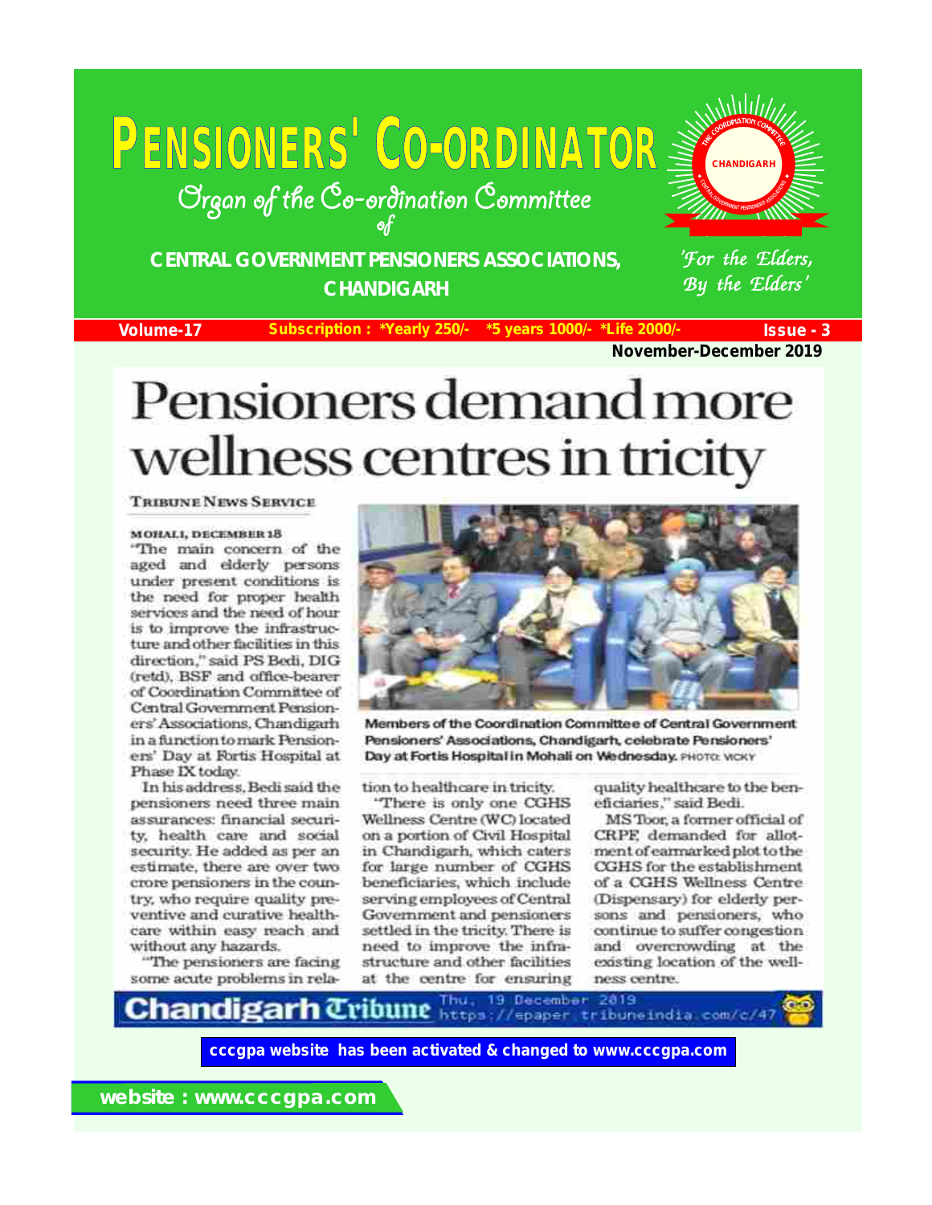# PENSIONERS' CO-ORDINATOR

*Organ of the Co-ordination Committee of*

**CENTRAL GOVERNMENT PENSIONERS ASSOCIATIONS, CHANDIGARH**

*'For the Elders, By the Elders'*

**Volume-17** | **Subscription : *Yearly 250/- *5 years 1000/- *Life 2000/-** | **Issue - 3**

**November-December 2019**

# Pensioners demand more wellness centres in tricity

**TRIBUNE NEWS SERVICE**

**MOHALI, DECEMBER 18**

"The main concern of the aged and elderly persons under present conditions is the need for proper health services and the need of hour is to improve the infrastructure and other facilities in this direction," said PS Bedi, DIG (retd), BSF and office-bearer of Coordination Committee of Central Government Pensioners' Associations, Chandigarh in a function to mark Pensioners' Day at Fortis Hospital at Phase IX today.

In his address, Bedi said the pensioners need three main assurances: financial security, health care and social security. He added as per an estimate, there are over two crore pensioners in the country, who require quality preventive and curative healthcare within easy reach and without any hazards.

"The pensioners are facing some acute problems in relation to healthcare in tricity.

"There is only one CGHS Wellness Centre (WC) located on a portion of Civil Hospital in Chandigarh, which caters for large number of CGHS beneficiaries, which include serving employees of Central Government and pensioners settled in the tricity. There is need to improve the infrastructure and other facilities at the centre for ensuring quality healthcare to the beneficiaries," said Bedi.

MS Toor, a former official of CRPF, demanded for allotment of earmarked plot to the CGHS for the establishment of a CGHS Wellness Centre (Dispensary) for elderly persons and pensioners, who continue to suffer congestion and overcrowding at the existing location of the wellness centre.

Members of the Coordination Committee of Central Government Pensioners' Associations, Chandigarh, celebrate Pensioners' Day at Fortis Hospital in Mohali on Wednesday. PHOTO: VICKY

**Chandigarh Tribune** Thu, 19 December 2019 https://epaper.tribuneindia.com/c/47

**cccgpa website has been activated & changed to www.cccgpa.com**

**website : www.cccgpa.com**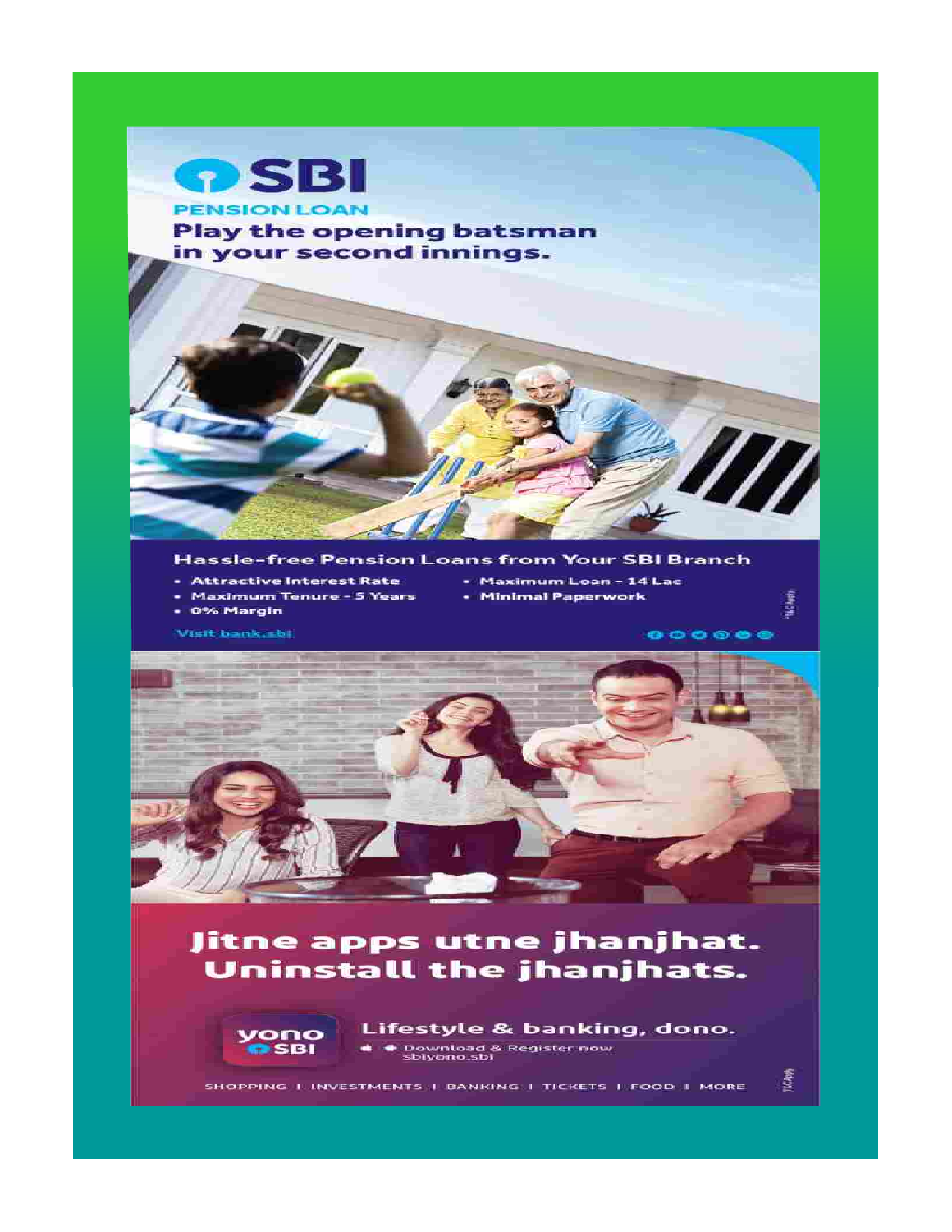# SBI

## PENSION LOAN

**Play the opening batsman in your second innings.**

### Hassle-free Pension Loans from Your SBI Branch

- Attractive Interest Rate
- Maximum Tenure - 5 Years
- 0% Margin
- Maximum Loan - 14 Lac
- Minimal Paperwork

Visit bank.sbi

*T&C Apply

## Jitne apps utne jhanjhat. Uninstall the jhanjhats.

yono SBI

**Lifestyle & banking, dono.**

Download & Register now
sbiyono.sbi

SHOPPING | INVESTMENTS | BANKING | TICKETS | FOOD | MORE

*T&C Apply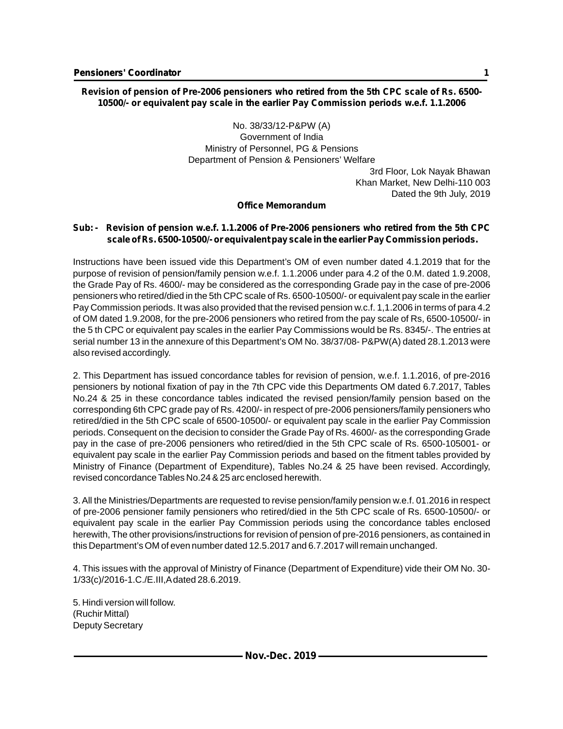## Revision of pension of Pre-2006 pensioners who retired from the 5th CPC scale of Rs. 6500-10500/- or equivalent pay scale in the earlier Pay Commission periods w.e.f. 1.1.2006

No. 38/33/12-P&PW (A)
Government of India
Ministry of Personnel, PG & Pensions
Department of Pension & Pensioners' Welfare

3rd Floor, Lok Nayak Bhawan
Khan Market, New Delhi-110 003
Dated the 9th July, 2019

**Office Memorandum**

**Sub: - Revision of pension w.e.f. 1.1.2006 of Pre-2006 pensioners who retired from the 5th CPC scale of Rs. 6500-10500/- or equivalent pay scale in the earlier Pay Commission periods.**

Instructions have been issued vide this Department's OM of even number dated 4.1.2019 that for the purpose of revision of pension/family pension w.e.f. 1.1.2006 under para 4.2 of the 0.M. dated 1.9.2008, the Grade Pay of Rs. 4600/- may be considered as the corresponding Grade pay in the case of pre-2006 pensioners who retired/died in the 5th CPC scale of Rs. 6500-10500/- or equivalent pay scale in the earlier Pay Commission periods. It was also provided that the revised pension w.c.f. 1,1.2006 in terms of para 4.2 of OM dated 1.9.2008, for the pre-2006 pensioners who retired from the pay scale of Rs, 6500-10500/- in the 5 th CPC or equivalent pay scales in the earlier Pay Commissions would be Rs. 8345/-. The entries at serial number 13 in the annexure of this Department's OM No. 38/37/08- P&PW(A) dated 28.1.2013 were also revised accordingly.

2. This Department has issued concordance tables for revision of pension, w.e.f. 1.1.2016, of pre-2016 pensioners by notional fixation of pay in the 7th CPC vide this Departments OM dated 6.7.2017, Tables No.24 & 25 in these concordance tables indicated the revised pension/family pension based on the corresponding 6th CPC grade pay of Rs. 4200/- in respect of pre-2006 pensioners/family pensioners who retired/died in the 5th CPC scale of 6500-10500/- or equivalent pay scale in the earlier Pay Commission periods. Consequent on the decision to consider the Grade Pay of Rs. 4600/- as the corresponding Grade pay in the case of pre-2006 pensioners who retired/died in the 5th CPC scale of Rs. 6500-105001- or equivalent pay scale in the earlier Pay Commission periods and based on the fitment tables provided by Ministry of Finance (Department of Expenditure), Tables No.24 & 25 have been revised. Accordingly, revised concordance Tables No.24 & 25 arc enclosed herewith.

3. All the Ministries/Departments are requested to revise pension/family pension w.e.f. 01.2016 in respect of pre-2006 pensioner family pensioners who retired/died in the 5th CPC scale of Rs. 6500-10500/- or equivalent pay scale in the earlier Pay Commission periods using the concordance tables enclosed herewith, The other provisions/instructions for revision of pension of pre-2016 pensioners, as contained in this Department's OM of even number dated 12.5.2017 and 6.7.2017 will remain unchanged.

4. This issues with the approval of Ministry of Finance (Department of Expenditure) vide their OM No. 30-1/33(c)/2016-1.C./E.III,A dated 28.6.2019.

5. Hindi version will follow.
(Ruchir Mittal)
Deputy Secretary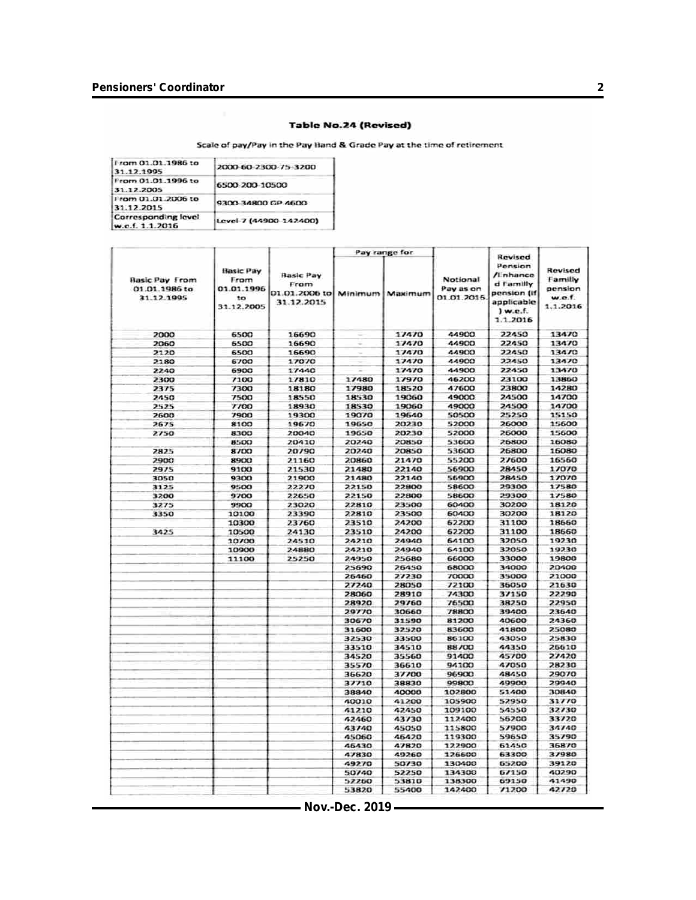## Table No.24 (Revised)

Scale of pay/Pay in the Pay Band & Grade Pay at the time of retirement

| | |
|---|---|
| From 01.01.1986 to 31.12.1995 | 2000-60-2300-75-3200 |
| From 01.01.1996 to 31.12.2005 | 6500-200-10500 |
| From 01.01.2006 to 31.12.2015 | 9300-34800 GP 4600 |
| Corresponding level w.e.f. 1.1.2016 | Level-7 (44900-142400) |

| Basic Pay From 01.01.1986 to 31.12.1995 | Basic Pay From 01.01.1996 to 31.12.2005 | Basic Pay From 01.01.2006 to 31.12.2015 | Pay range for | | Notional Pay as on 01.01.2016 | Revised Pension /Enhanced Familly pension (if applicable) w.e.f. 1.1.2016 | Revised Familly pension w.e.f. 1.1.2016 |
|---|---|---|---|---|---|---|---|
| | | | Minimum | Maximum | | | |
| 2000 | 6500 | 16690 | – | 17470 | 44900 | 22450 | 13470 |
| 2060 | 6500 | 16690 | – | 17470 | 44900 | 22450 | 13470 |
| 2120 | 6500 | 16690 | – | 17470 | 44900 | 22450 | 13470 |
| 2180 | 6700 | 17070 | – | 17470 | 44900 | 22450 | 13470 |
| 2240 | 6900 | 17440 | – | 17470 | 44900 | 22450 | 13470 |
| 2300 | 7100 | 17810 | 17480 | 17970 | 46200 | 23100 | 13860 |
| 2375 | 7300 | 18180 | 17980 | 18520 | 47600 | 23800 | 14280 |
| 2450 | 7500 | 18550 | 18530 | 19060 | 49000 | 24500 | 14700 |
| 2525 | 7700 | 18930 | 18530 | 19060 | 49000 | 24500 | 14700 |
| 2600 | 7900 | 19300 | 19070 | 19640 | 50500 | 25250 | 15150 |
| 2675 | 8100 | 19670 | 19650 | 20230 | 52000 | 26000 | 15600 |
| 2750 | 8300 | 20040 | 19650 | 20230 | 52000 | 26000 | 15600 |
| | 8500 | 20410 | 20240 | 20850 | 53600 | 26800 | 16080 |
| 2825 | 8700 | 20790 | 20240 | 20850 | 53600 | 26800 | 16080 |
| 2900 | 8900 | 21160 | 20860 | 21470 | 55200 | 27600 | 16560 |
| 2975 | 9100 | 21530 | 21480 | 22140 | 56900 | 28450 | 17070 |
| 3050 | 9300 | 21900 | 21480 | 22140 | 56900 | 28450 | 17070 |
| 3125 | 9500 | 22270 | 22150 | 22800 | 58600 | 29300 | 17580 |
| 3200 | 9700 | 22650 | 22150 | 22800 | 58600 | 29300 | 17580 |
| 3275 | 9900 | 23020 | 22810 | 23500 | 60400 | 30200 | 18120 |
| 3350 | 10100 | 23390 | 22810 | 23500 | 60400 | 30200 | 18120 |
| | 10300 | 23760 | 23510 | 24200 | 62200 | 31100 | 18660 |
| 3425 | 10500 | 24130 | 23510 | 24200 | 62200 | 31100 | 18660 |
| | 10700 | 24510 | 24210 | 24940 | 64100 | 32050 | 19230 |
| | 10900 | 24880 | 24210 | 24940 | 64100 | 32050 | 19230 |
| | 11100 | 25250 | 24950 | 25680 | 66000 | 33000 | 19800 |
| | | | 25690 | 26450 | 68000 | 34000 | 20400 |
| | | | 26460 | 27230 | 70000 | 35000 | 21000 |
| | | | 27240 | 28050 | 72100 | 36050 | 21630 |
| | | | 28060 | 28910 | 74300 | 37150 | 22290 |
| | | | 28920 | 29760 | 76500 | 38250 | 22950 |
| | | | 29770 | 30660 | 78800 | 39400 | 23640 |
| | | | 30670 | 31590 | 81200 | 40600 | 24360 |
| | | | 31600 | 32520 | 83600 | 41800 | 25080 |
| | | | 32530 | 33500 | 86100 | 43050 | 25830 |
| | | | 33510 | 34510 | 88700 | 44350 | 26610 |
| | | | 34520 | 35560 | 91400 | 45700 | 27420 |
| | | | 35570 | 36610 | 94100 | 47050 | 28230 |
| | | | 36620 | 37700 | 96900 | 48450 | 29070 |
| | | | 37710 | 38830 | 99800 | 49900 | 29940 |
| | | | 38840 | 40000 | 102800 | 51400 | 30840 |
| | | | 40010 | 41200 | 105900 | 52950 | 31770 |
| | | | 41210 | 42450 | 109100 | 54550 | 32730 |
| | | | 42460 | 43730 | 112400 | 56200 | 33720 |
| | | | 43740 | 45050 | 115800 | 57900 | 34740 |
| | | | 45060 | 46420 | 119300 | 59650 | 35790 |
| | | | 46430 | 47820 | 122900 | 61450 | 36870 |
| | | | 47830 | 49260 | 126600 | 63300 | 37980 |
| | | | 49270 | 50730 | 130400 | 65200 | 39120 |
| | | | 50740 | 52250 | 134300 | 67150 | 40290 |
| | | | 52260 | 53810 | 138300 | 69150 | 41490 |
| | | | 53820 | 55400 | 142400 | 71200 | 42720 |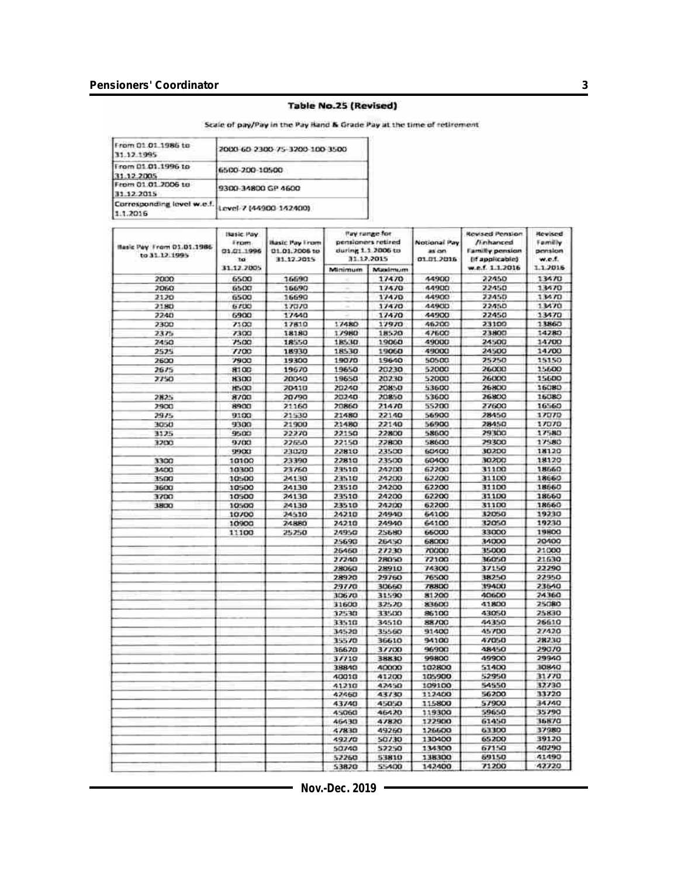## Table No.25 (Revised)

Scale of pay/Pay in the Pay Band & Grade Pay at the time of retirement

| | |
|---|---|
| From 01.01.1986 to 31.12.1995 | 2000-60-2300-75-3200-100-3500 |
| From 01.01.1996 to 31.12.2005 | 6500-200-10500 |
| From 01.01.2006 to 31.12.2015 | 9300-34800 GP 4600 |
| Corresponding level w.e.f. 1.1.2016 | Level-7 (44900-142400) |

| Basic Pay From 01.01.1986 to 31.12.1995 | Basic Pay From 01.01.1996 to 31.12.2005 | Basic Pay From 01.01.2006 to 31.12.2015 | Pay range for pensioners retired during 1.1.2006 to 31.12.2015 | | Notional Pay as on 01.01.2016 | Revised Pension /Enhanced Familly pension (If applicable) w.e.f. 1.1.2016 | Revised Familly pension w.e.f. 1.1.2016 |
|---|---|---|---|---|---|---|---|
| | | | Minimum | Maximum | | | |
| 2000 | 6500 | 16690 | - | 17470 | 44900 | 22450 | 13470 |
| 2060 | 6500 | 16690 | - | 17470 | 44900 | 22450 | 13470 |
| 2120 | 6500 | 16690 | - | 17470 | 44900 | 22450 | 13470 |
| 2180 | 6700 | 17070 | - | 17470 | 44900 | 22450 | 13470 |
| 2240 | 6900 | 17440 | - | 17470 | 44900 | 22450 | 13470 |
| 2300 | 7100 | 17810 | 17480 | 17970 | 46200 | 23100 | 13860 |
| 2375 | 7300 | 18180 | 17980 | 18520 | 47600 | 23800 | 14280 |
| 2450 | 7500 | 18550 | 18530 | 19060 | 49000 | 24500 | 14700 |
| 2525 | 7700 | 18930 | 18530 | 19060 | 49000 | 24500 | 14700 |
| 2600 | 7900 | 19300 | 19070 | 19640 | 50500 | 25250 | 15150 |
| 2675 | 8100 | 19670 | 19650 | 20230 | 52000 | 26000 | 15600 |
| 2750 | 8300 | 20040 | 19650 | 20230 | 52000 | 26000 | 15600 |
| | 8500 | 20410 | 20240 | 20850 | 53600 | 26800 | 16080 |
| 2825 | 8700 | 20790 | 20240 | 20850 | 53600 | 26800 | 16080 |
| 2900 | 8900 | 21160 | 20860 | 21470 | 55200 | 27600 | 16560 |
| 2975 | 9100 | 21530 | 21480 | 22140 | 56900 | 28450 | 17070 |
| 3050 | 9300 | 21900 | 21480 | 22140 | 56900 | 28450 | 17070 |
| 3125 | 9500 | 22270 | 22150 | 22800 | 58600 | 29300 | 17580 |
| 3200 | 9700 | 22650 | 22150 | 22800 | 58600 | 29300 | 17580 |
| | 9900 | 23020 | 22810 | 23500 | 60400 | 30200 | 18120 |
| 3300 | 10100 | 23390 | 22810 | 23500 | 60400 | 30200 | 18120 |
| 3400 | 10300 | 23760 | 23510 | 24200 | 62200 | 31100 | 18660 |
| 3500 | 10500 | 24130 | 23510 | 24200 | 62200 | 31100 | 18660 |
| 3600 | 10500 | 24130 | 23510 | 24200 | 62200 | 31100 | 18660 |
| 3700 | 10500 | 24130 | 23510 | 24200 | 62200 | 31100 | 18660 |
| 3800 | 10500 | 24130 | 23510 | 24200 | 62200 | 31100 | 18660 |
| | 10700 | 24510 | 24210 | 24940 | 64100 | 32050 | 19230 |
| | 10900 | 24880 | 24210 | 24940 | 64100 | 32050 | 19230 |
| | 11100 | 25250 | 24950 | 25680 | 66000 | 33000 | 19800 |
| | | | 25690 | 26450 | 68000 | 34000 | 20400 |
| | | | 26460 | 27230 | 70000 | 35000 | 21000 |
| | | | 27240 | 28050 | 72100 | 36050 | 21630 |
| | | | 28060 | 28910 | 74300 | 37150 | 22290 |
| | | | 28920 | 29760 | 76500 | 38250 | 22950 |
| | | | 29770 | 30660 | 78800 | 39400 | 23640 |
| | | | 30670 | 31590 | 81200 | 40600 | 24360 |
| | | | 31600 | 32520 | 83600 | 41800 | 25080 |
| | | | 32530 | 33500 | 86100 | 43050 | 25830 |
| | | | 33510 | 34510 | 88700 | 44350 | 26610 |
| | | | 34520 | 35560 | 91400 | 45700 | 27420 |
| | | | 35570 | 36610 | 94100 | 47050 | 28230 |
| | | | 36620 | 37700 | 96900 | 48450 | 29070 |
| | | | 37710 | 38830 | 99800 | 49900 | 29940 |
| | | | 38840 | 40000 | 102800 | 51400 | 30840 |
| | | | 40010 | 41200 | 105900 | 52950 | 31770 |
| | | | 41210 | 42450 | 109100 | 54550 | 32730 |
| | | | 42460 | 43730 | 112400 | 56200 | 33720 |
| | | | 43740 | 45050 | 115800 | 57900 | 34740 |
| | | | 45060 | 46420 | 119300 | 59650 | 35790 |
| | | | 46430 | 47820 | 122900 | 61450 | 36870 |
| | | | 47830 | 49260 | 126600 | 63300 | 37980 |
| | | | 49270 | 50730 | 130400 | 65200 | 39120 |
| | | | 50740 | 52250 | 134300 | 67150 | 40290 |
| | | | 52260 | 53810 | 138300 | 69150 | 41490 |
| | | | 53820 | 55400 | 142400 | 71200 | 42720 |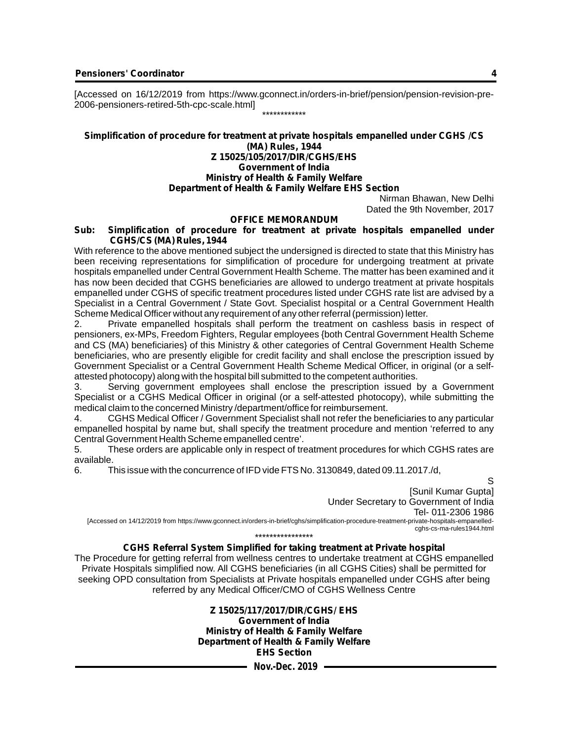[Accessed on 16/12/2019 from https://www.gconnect.in/orders-in-brief/pension/pension-revision-pre-2006-pensioners-retired-5th-cpc-scale.html]

************

**Simplification of procedure for treatment at private hospitals empanelled under CGHS /CS (MA) Rules, 1944**

**Z 15025/105/2017/DIR/CGHS/EHS**

**Government of India**

**Ministry of Health & Family Welfare**

**Department of Health & Family Welfare EHS Section**

Nirman Bhawan, New Delhi

Dated the 9th November, 2017

**OFFICE MEMORANDUM**

**Sub: Simplification of procedure for treatment at private hospitals empanelled under CGHS/CS (MA) Rules, 1944**

With reference to the above mentioned subject the undersigned is directed to state that this Ministry has been receiving representations for simplification of procedure for undergoing treatment at private hospitals empanelled under Central Government Health Scheme. The matter has been examined and it has now been decided that CGHS beneficiaries are allowed to undergo treatment at private hospitals empanelled under CGHS of specific treatment procedures listed under CGHS rate list are advised by a Specialist in a Central Government / State Govt. Specialist hospital or a Central Government Health Scheme Medical Officer without any requirement of any other referral (permission) letter.

2. Private empanelled hospitals shall perform the treatment on cashless basis in respect of pensioners, ex-MPs, Freedom Fighters, Regular employees {both Central Government Health Scheme and CS (MA) beneficiaries} of this Ministry & other categories of Central Government Health Scheme beneficiaries, who are presently eligible for credit facility and shall enclose the prescription issued by Government Specialist or a Central Government Health Scheme Medical Officer, in original (or a self-attested photocopy) along with the hospital bill submitted to the competent authorities.

3. Serving government employees shall enclose the prescription issued by a Government Specialist or a CGHS Medical Officer in original (or a self-attested photocopy), while submitting the medical claim to the concerned Ministry /department/office for reimbursement.

4. CGHS Medical Officer / Government Specialist shall not refer the beneficiaries to any particular empanelled hospital by name but, shall specify the treatment procedure and mention 'referred to any Central Government Health Scheme empanelled centre'.

5. These orders are applicable only in respect of treatment procedures for which CGHS rates are available.

6. This issue with the concurrence of IFD vide FTS No. 3130849, dated 09.11.2017./d,

S

[Sunil Kumar Gupta]

Under Secretary to Government of India

Tel- 011-2306 1986

[Accessed on 14/12/2019 from https://www.gconnect.in/orders-in-brief/cghs/simplification-procedure-treatment-private-hospitals-empanelled-cghs-cs-ma-rules1944.html

****************

**CGHS Referral System Simplified for taking treatment at Private hospital**

The Procedure for getting referral from wellness centres to undertake treatment at CGHS empanelled Private Hospitals simplified now. All CGHS beneficiaries (in all CGHS Cities) shall be permitted for seeking OPD consultation from Specialists at Private hospitals empanelled under CGHS after being referred by any Medical Officer/CMO of CGHS Wellness Centre

**Z 15025/117/2017/DIR/CGHS/ EHS**

**Government of India**

**Ministry of Health & Family Welfare**

**Department of Health & Family Welfare**

**EHS Section**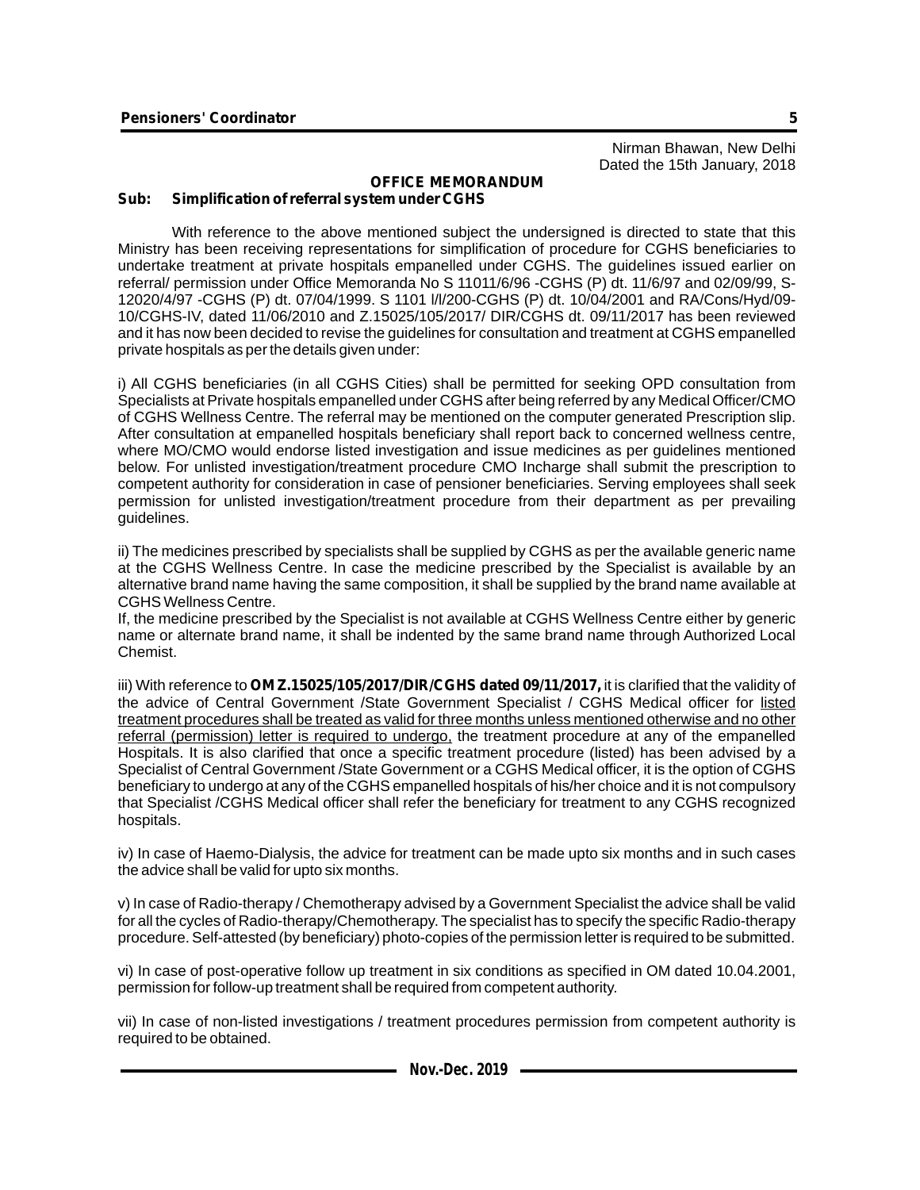Nirman Bhawan, New Delhi
Dated the 15th January, 2018

**OFFICE MEMORANDUM**

**Sub: Simplification of referral system under CGHS**

With reference to the above mentioned subject the undersigned is directed to state that this Ministry has been receiving representations for simplification of procedure for CGHS beneficiaries to undertake treatment at private hospitals empanelled under CGHS. The guidelines issued earlier on referral/ permission under Office Memoranda No S 11011/6/96 -CGHS (P) dt. 11/6/97 and 02/09/99, S-12020/4/97 -CGHS (P) dt. 07/04/1999. S 1101 l/l/200-CGHS (P) dt. 10/04/2001 and RA/Cons/Hyd/09-10/CGHS-IV, dated 11/06/2010 and Z.15025/105/2017/ DIR/CGHS dt. 09/11/2017 has been reviewed and it has now been decided to revise the guidelines for consultation and treatment at CGHS empanelled private hospitals as per the details given under:

i) All CGHS beneficiaries (in all CGHS Cities) shall be permitted for seeking OPD consultation from Specialists at Private hospitals empanelled under CGHS after being referred by any Medical Officer/CMO of CGHS Wellness Centre. The referral may be mentioned on the computer generated Prescription slip. After consultation at empanelled hospitals beneficiary shall report back to concerned wellness centre, where MO/CMO would endorse listed investigation and issue medicines as per guidelines mentioned below. For unlisted investigation/treatment procedure CMO Incharge shall submit the prescription to competent authority for consideration in case of pensioner beneficiaries. Serving employees shall seek permission for unlisted investigation/treatment procedure from their department as per prevailing guidelines.

ii) The medicines prescribed by specialists shall be supplied by CGHS as per the available generic name at the CGHS Wellness Centre. In case the medicine prescribed by the Specialist is available by an alternative brand name having the same composition, it shall be supplied by the brand name available at CGHS Wellness Centre.

If, the medicine prescribed by the Specialist is not available at CGHS Wellness Centre either by generic name or alternate brand name, it shall be indented by the same brand name through Authorized Local Chemist.

iii) With reference to **OM Z.15025/105/2017/DIR/CGHS dated 09/11/2017,** it is clarified that the validity of the advice of Central Government /State Government Specialist / CGHS Medical officer for listed treatment procedures shall be treated as valid for three months unless mentioned otherwise and no other referral (permission) letter is required to undergo, the treatment procedure at any of the empanelled Hospitals. It is also clarified that once a specific treatment procedure (listed) has been advised by a Specialist of Central Government /State Government or a CGHS Medical officer, it is the option of CGHS beneficiary to undergo at any of the CGHS empanelled hospitals of his/her choice and it is not compulsory that Specialist /CGHS Medical officer shall refer the beneficiary for treatment to any CGHS recognized hospitals.

iv) In case of Haemo-Dialysis, the advice for treatment can be made upto six months and in such cases the advice shall be valid for upto six months.

v) In case of Radio-therapy / Chemotherapy advised by a Government Specialist the advice shall be valid for all the cycles of Radio-therapy/Chemotherapy. The specialist has to specify the specific Radio-therapy procedure. Self-attested (by beneficiary) photo-copies of the permission letter is required to be submitted.

vi) In case of post-operative follow up treatment in six conditions as specified in OM dated 10.04.2001, permission for follow-up treatment shall be required from competent authority.

vii) In case of non-listed investigations / treatment procedures permission from competent authority is required to be obtained.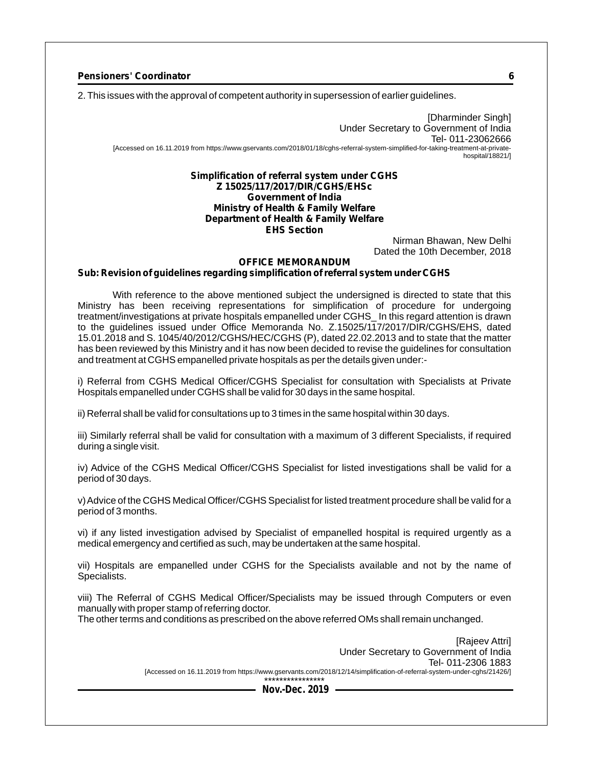2. This issues with the approval of competent authority in supersession of earlier guidelines.

[Dharminder Singh]
Under Secretary to Government of India
Tel- 011-23062666

[Accessed on 16.11.2019 from https://www.gservants.com/2018/01/18/cghs-referral-system-simplified-for-taking-treatment-at-private-hospital/18821/]

**Simplification of referral system under CGHS**
**Z 15025/117/2017/DIR/CGHS/EHSc**
**Government of India**
**Ministry of Health & Family Welfare**
**Department of Health & Family Welfare**
**EHS Section**

Nirman Bhawan, New Delhi
Dated the 10th December, 2018

**OFFICE MEMORANDUM**

**Sub: Revision of guidelines regarding simplification of referral system under CGHS**

With reference to the above mentioned subject the undersigned is directed to state that this Ministry has been receiving representations for simplification of procedure for undergoing treatment/investigations at private hospitals empanelled under CGHS_ In this regard attention is drawn to the guidelines issued under Office Memoranda No. Z.15025/117/2017/DIR/CGHS/EHS, dated 15.01.2018 and S. 1045/40/2012/CGHS/HEC/CGHS (P), dated 22.02.2013 and to state that the matter has been reviewed by this Ministry and it has now been decided to revise the guidelines for consultation and treatment at CGHS empanelled private hospitals as per the details given under:-

i) Referral from CGHS Medical Officer/CGHS Specialist for consultation with Specialists at Private Hospitals empanelled under CGHS shall be valid for 30 days in the same hospital.

ii) Referral shall be valid for consultations up to 3 times in the same hospital within 30 days.

iii) Similarly referral shall be valid for consultation with a maximum of 3 different Specialists, if required during a single visit.

iv) Advice of the CGHS Medical Officer/CGHS Specialist for listed investigations shall be valid for a period of 30 days.

v) Advice of the CGHS Medical Officer/CGHS Specialist for listed treatment procedure shall be valid for a period of 3 months.

vi) if any listed investigation advised by Specialist of empanelled hospital is required urgently as a medical emergency and certified as such, may be undertaken at the same hospital.

vii) Hospitals are empanelled under CGHS for the Specialists available and not by the name of Specialists.

viii) The Referral of CGHS Medical Officer/Specialists may be issued through Computers or even manually with proper stamp of referring doctor.

The other terms and conditions as prescribed on the above referred OMs shall remain unchanged.

[Rajeev Attri]
Under Secretary to Government of India
Tel- 011-2306 1883

[Accessed on 16.11.2019 from https://www.gservants.com/2018/12/14/simplification-of-referral-system-under-cghs/21426/]

****************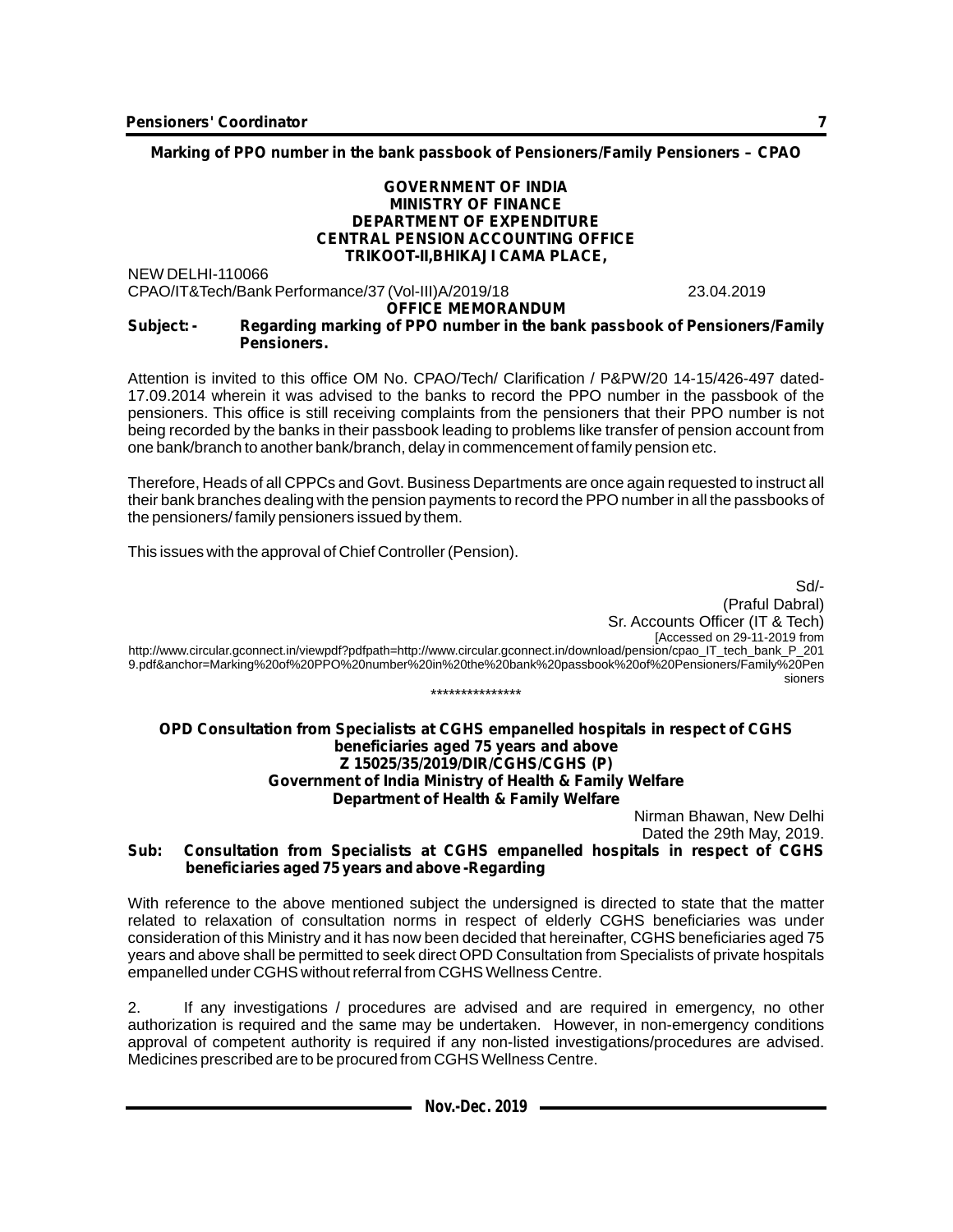## Marking of PPO number in the bank passbook of Pensioners/Family Pensioners – CPAO

**GOVERNMENT OF INDIA**
**MINISTRY OF FINANCE**
**DEPARTMENT OF EXPENDITURE**
**CENTRAL PENSION ACCOUNTING OFFICE**
**TRIKOOT-II,BHIKAJI CAMA PLACE,**

NEW DELHI-110066

CPAO/IT&Tech/Bank Performance/37 (Vol-III)A/2019/18 23.04.2019

**OFFICE MEMORANDUM**

**Subject: - Regarding marking of PPO number in the bank passbook of Pensioners/Family Pensioners.**

Attention is invited to this office OM No. CPAO/Tech/ Clarification / P&PW/20 14-15/426-497 dated-17.09.2014 wherein it was advised to the banks to record the PPO number in the passbook of the pensioners. This office is still receiving complaints from the pensioners that their PPO number is not being recorded by the banks in their passbook leading to problems like transfer of pension account from one bank/branch to another bank/branch, delay in commencement of family pension etc.

Therefore, Heads of all CPPCs and Govt. Business Departments are once again requested to instruct all their bank branches dealing with the pension payments to record the PPO number in all the passbooks of the pensioners/ family pensioners issued by them.

This issues with the approval of Chief Controller (Pension).

Sd/-
(Praful Dabral)
Sr. Accounts Officer (IT & Tech)

[Accessed on 29-11-2019 from http://www.circular.gconnect.in/viewpdf?pdfpath=http://www.circular.gconnect.in/download/pension/cpao_IT_tech_bank_P_2019.pdf&anchor=Marking%20of%20PPO%20number%20in%20the%20bank%20passbook%20of%20Pensioners/Family%20Pensioners

***************

## OPD Consultation from Specialists at CGHS empanelled hospitals in respect of CGHS beneficiaries aged 75 years and above

**Z 15025/35/2019/DIR/CGHS/CGHS (P)**
**Government of India Ministry of Health & Family Welfare**
**Department of Health & Family Welfare**

Nirman Bhawan, New Delhi
Dated the 29th May, 2019.

**Sub: Consultation from Specialists at CGHS empanelled hospitals in respect of CGHS beneficiaries aged 75 years and above -Regarding**

With reference to the above mentioned subject the undersigned is directed to state that the matter related to relaxation of consultation norms in respect of elderly CGHS beneficiaries was under consideration of this Ministry and it has now been decided that hereinafter, CGHS beneficiaries aged 75 years and above shall be permitted to seek direct OPD Consultation from Specialists of private hospitals empanelled under CGHS without referral from CGHS Wellness Centre.

2. If any investigations / procedures are advised and are required in emergency, no other authorization is required and the same may be undertaken. However, in non-emergency conditions approval of competent authority is required if any non-listed investigations/procedures are advised. Medicines prescribed are to be procured from CGHS Wellness Centre.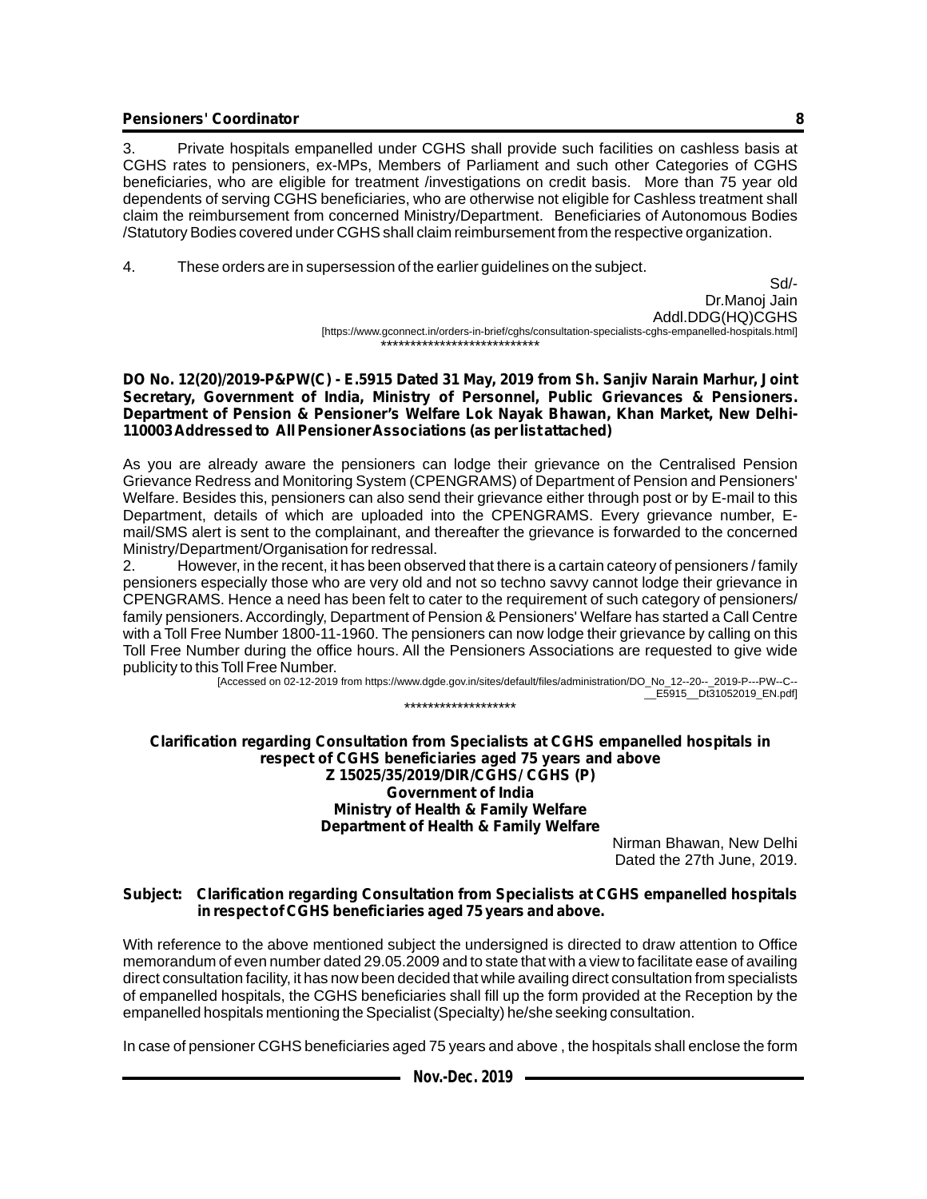3. Private hospitals empanelled under CGHS shall provide such facilities on cashless basis at CGHS rates to pensioners, ex-MPs, Members of Parliament and such other Categories of CGHS beneficiaries, who are eligible for treatment /investigations on credit basis. More than 75 year old dependents of serving CGHS beneficiaries, who are otherwise not eligible for Cashless treatment shall claim the reimbursement from concerned Ministry/Department. Beneficiaries of Autonomous Bodies /Statutory Bodies covered under CGHS shall claim reimbursement from the respective organization.

4. These orders are in supersession of the earlier guidelines on the subject.

Sd/-
Dr.Manoj Jain
Addl.DDG(HQ)CGHS

[https://www.gconnect.in/orders-in-brief/cghs/consultation-specialists-cghs-empanelled-hospitals.html]

***************************

**DO No. 12(20)/2019-P&PW(C) - E.5915 Dated 31 May, 2019 from Sh. Sanjiv Narain Marhur, Joint Secretary, Government of India, Ministry of Personnel, Public Grievances & Pensioners. Department of Pension & Pensioner's Welfare Lok Nayak Bhawan, Khan Market, New Delhi-110003 Addressed to All Pensioner Associations (as per list attached)**

As you are already aware the pensioners can lodge their grievance on the Centralised Pension Grievance Redress and Monitoring System (CPENGRAMS) of Department of Pension and Pensioners' Welfare. Besides this, pensioners can also send their grievance either through post or by E-mail to this Department, details of which are uploaded into the CPENGRAMS. Every grievance number, E-mail/SMS alert is sent to the complainant, and thereafter the grievance is forwarded to the concerned Ministry/Department/Organisation for redressal.

2. However, in the recent, it has been observed that there is a cartain cateory of pensioners / family pensioners especially those who are very old and not so techno savvy cannot lodge their grievance in CPENGRAMS. Hence a need has been felt to cater to the requirement of such category of pensioners/ family pensioners. Accordingly, Department of Pension & Pensioners' Welfare has started a Call Centre with a Toll Free Number 1800-11-1960. The pensioners can now lodge their grievance by calling on this Toll Free Number during the office hours. All the Pensioners Associations are requested to give wide publicity to this Toll Free Number.

[Accessed on 02-12-2019 from https://www.dgde.gov.in/sites/default/files/administration/DO_No_12--20--_2019-P---PW--C--__E5915__Dt31052019_EN.pdf]

*******************

**Clarification regarding Consultation from Specialists at CGHS empanelled hospitals in respect of CGHS beneficiaries aged 75 years and above**
**Z 15025/35/2019/DIR/CGHS/ CGHS (P)**
**Government of India**
**Ministry of Health & Family Welfare**
**Department of Health & Family Welfare**

Nirman Bhawan, New Delhi
Dated the 27th June, 2019.

**Subject: Clarification regarding Consultation from Specialists at CGHS empanelled hospitals in respect of CGHS beneficiaries aged 75 years and above.**

With reference to the above mentioned subject the undersigned is directed to draw attention to Office memorandum of even number dated 29.05.2009 and to state that with a view to facilitate ease of availing direct consultation facility, it has now been decided that while availing direct consultation from specialists of empanelled hospitals, the CGHS beneficiaries shall fill up the form provided at the Reception by the empanelled hospitals mentioning the Specialist (Specialty) he/she seeking consultation.

In case of pensioner CGHS beneficiaries aged 75 years and above , the hospitals shall enclose the form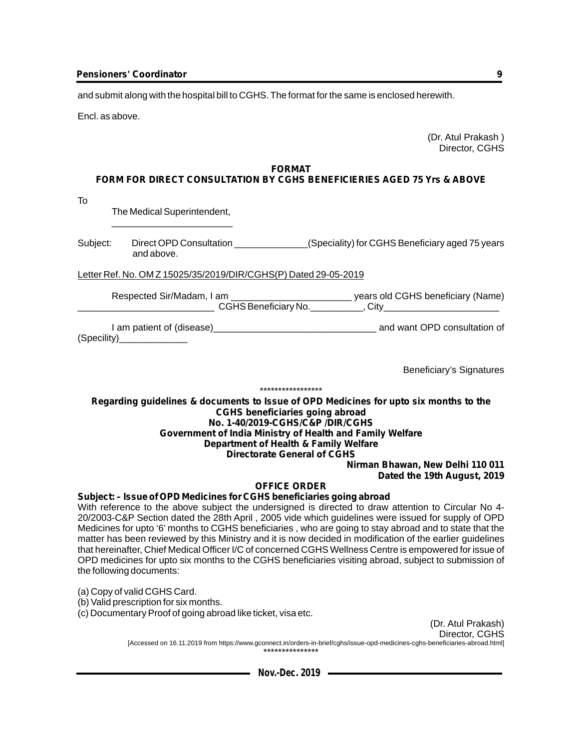and submit along with the hospital bill to CGHS. The format for the same is enclosed herewith.

Encl. as above.

(Dr. Atul Prakash )
Director, CGHS

**FORMAT**
**FORM FOR DIRECT CONSULTATION BY CGHS BENEFICIERIES AGED 75 Yrs & ABOVE**

To

The Medical Superintendent,
_______________________

Subject: Direct OPD Consultation ______________(Speciality) for CGHS Beneficiary aged 75 years and above.

Letter Ref. No. OM Z 15025/35/2019/DIR/CGHS(P) Dated 29-05-2019

Respected Sir/Madam, I am _______________________ years old CGHS beneficiary (Name) __________________________ CGHS Beneficiary No.__________, City______________________

I am patient of (disease)_______________________________ and want OPD consultation of (Specility)_____________

Beneficiary's Signatures

\*\*\*\*\*\*\*\*\*\*\*\*\*\*\*\*\*

**Regarding guidelines & documents to Issue of OPD Medicines for upto six months to the CGHS beneficiaries going abroad**
**No. 1-40/2019-CGHS/C&P /DIR/CGHS**
**Government of India Ministry of Health and Family Welfare**
**Department of Health & Family Welfare**
**Directorate General of CGHS**

**Nirman Bhawan, New Delhi 110 011**
**Dated the 19th August, 2019**

**OFFICE ORDER**

**Subject: – Issue of OPD Medicines for CGHS beneficiaries going abroad**

With reference to the above subject the undersigned is directed to draw attention to Circular No 4-20/2003-C&P Section dated the 28th April , 2005 vide which guidelines were issued for supply of OPD Medicines for upto '6' months to CGHS beneficiaries , who are going to stay abroad and to state that the matter has been reviewed by this Ministry and it is now decided in modification of the earlier guidelines that hereinafter, Chief Medical Officer I/C of concerned CGHS Wellness Centre is empowered for issue of OPD medicines for upto six months to the CGHS beneficiaries visiting abroad, subject to submission of the following documents:

(a) Copy of valid CGHS Card.
(b) Valid prescription for six months.
(c) Documentary Proof of going abroad like ticket, visa etc.

(Dr. Atul Prakash)
Director, CGHS

[Accessed on 16.11.2019 from https://www.gconnect.in/orders-in-brief/cghs/issue-opd-medicines-cghs-beneficiaries-abroad.html]

\*\*\*\*\*\*\*\*\*\*\*\*\*\*\*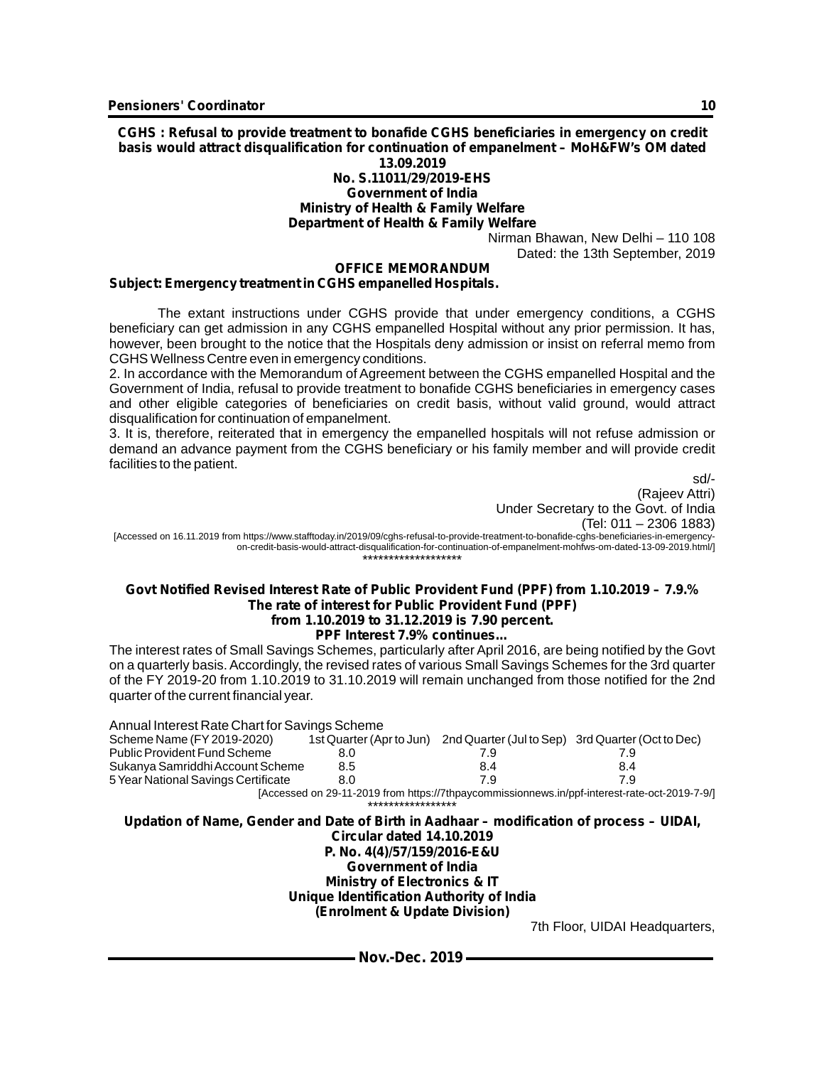**CGHS : Refusal to provide treatment to bonafide CGHS beneficiaries in emergency on credit basis would attract disqualification for continuation of empanelment – MoH&FW's OM dated 13.09.2019**

**No. S.11011/29/2019-EHS**
**Government of India**
**Ministry of Health & Family Welfare**
**Department of Health & Family Welfare**

Nirman Bhawan, New Delhi – 110 108
Dated: the 13th September, 2019

**OFFICE MEMORANDUM**

**Subject: Emergency treatment in CGHS empanelled Hospitals.**

The extant instructions under CGHS provide that under emergency conditions, a CGHS beneficiary can get admission in any CGHS empanelled Hospital without any prior permission. It has, however, been brought to the notice that the Hospitals deny admission or insist on referral memo from CGHS Wellness Centre even in emergency conditions.

2. In accordance with the Memorandum of Agreement between the CGHS empanelled Hospital and the Government of India, refusal to provide treatment to bonafide CGHS beneficiaries in emergency cases and other eligible categories of beneficiaries on credit basis, without valid ground, would attract disqualification for continuation of empanelment.

3. It is, therefore, reiterated that in emergency the empanelled hospitals will not refuse admission or demand an advance payment from the CGHS beneficiary or his family member and will provide credit facilities to the patient.

sd/-
(Rajeev Attri)
Under Secretary to the Govt. of India
(Tel: 011 – 2306 1883)

[Accessed on 16.11.2019 from https://www.stafftoday.in/2019/09/cghs-refusal-to-provide-treatment-to-bonafide-cghs-beneficiaries-in-emergency-on-credit-basis-would-attract-disqualification-for-continuation-of-empanelment-mohfws-om-dated-13-09-2019.html/]

*******************

**Govt Notified Revised Interest Rate of Public Provident Fund (PPF) from 1.10.2019 – 7.9.%**
**The rate of interest for Public Provident Fund (PPF)**
**from 1.10.2019 to 31.12.2019 is 7.90 percent.**
**PPF Interest 7.9% continues...**

The interest rates of Small Savings Schemes, particularly after April 2016, are being notified by the Govt on a quarterly basis. Accordingly, the revised rates of various Small Savings Schemes for the 3rd quarter of the FY 2019-20 from 1.10.2019 to 31.10.2019 will remain unchanged from those notified for the 2nd quarter of the current financial year.

Annual Interest Rate Chart for Savings Scheme

| Scheme Name (FY 2019-2020) | 1st Quarter (Apr to Jun) | 2nd Quarter (Jul to Sep) | 3rd Quarter (Oct to Dec) |
|---|---|---|---|
| Public Provident Fund Scheme | 8.0 | 7.9 | 7.9 |
| Sukanya Samriddhi Account Scheme | 8.5 | 8.4 | 8.4 |
| 5 Year National Savings Certificate | 8.0 | 7.9 | 7.9 |

[Accessed on 29-11-2019 from https://7thpaycommissionnews.in/ppf-interest-rate-oct-2019-7-9/]

*****************

**Updation of Name, Gender and Date of Birth in Aadhaar – modification of process – UIDAI, Circular dated 14.10.2019**

**P. No. 4(4)/57/159/2016-E&U**
**Government of India**
**Ministry of Electronics & IT**
**Unique Identification Authority of India**
**(Enrolment & Update Division)**

7th Floor, UIDAI Headquarters,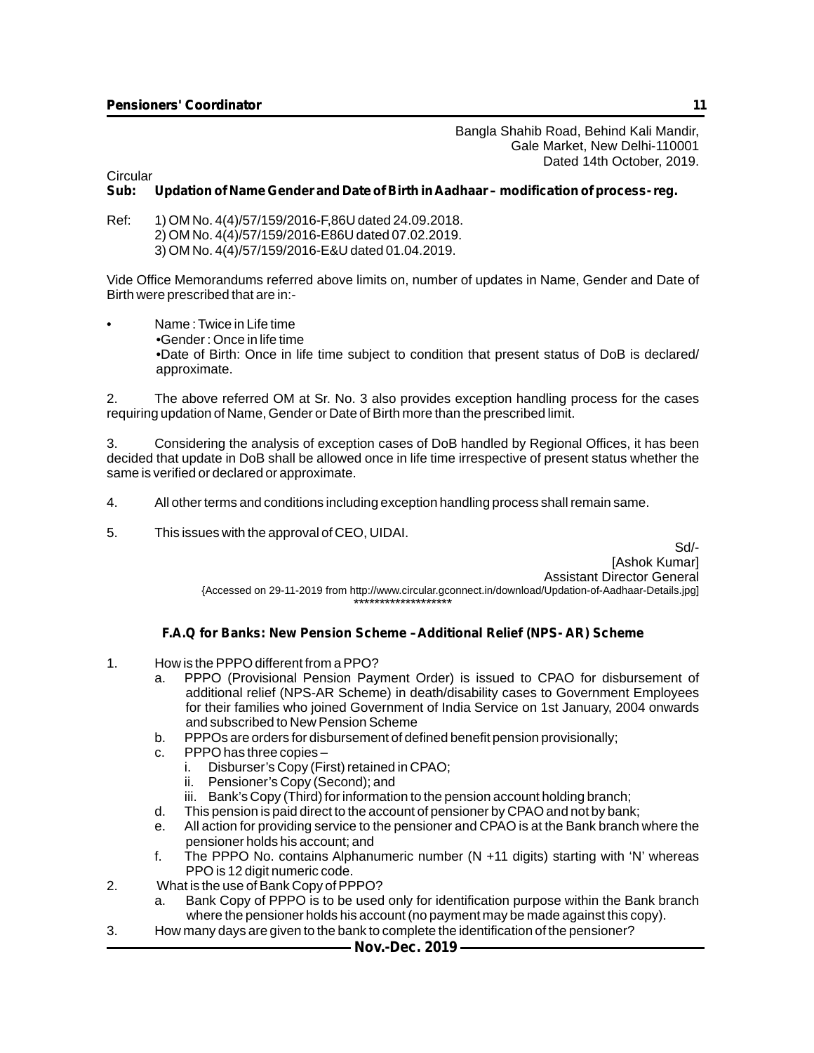Bangla Shahib Road, Behind Kali Mandir,
Gale Market, New Delhi-110001
Dated 14th October, 2019.

Circular

**Sub: Updation of Name Gender and Date of Birth in Aadhaar – modification of process- reg.**

Ref: 1) OM No. 4(4)/57/159/2016-F,86U dated 24.09.2018.
2) OM No. 4(4)/57/159/2016-E86U dated 07.02.2019.
3) OM No. 4(4)/57/159/2016-E&U dated 01.04.2019.

Vide Office Memorandums referred above limits on, number of updates in Name, Gender and Date of Birth were prescribed that are in:-

- Name : Twice in Life time
  •Gender : Once in life time
  •Date of Birth: Once in life time subject to condition that present status of DoB is declared/ approximate.

2. The above referred OM at Sr. No. 3 also provides exception handling process for the cases requiring updation of Name, Gender or Date of Birth more than the prescribed limit.

3. Considering the analysis of exception cases of DoB handled by Regional Offices, it has been decided that update in DoB shall be allowed once in life time irrespective of present status whether the same is verified or declared or approximate.

4. All other terms and conditions including exception handling process shall remain same.

5. This issues with the approval of CEO, UIDAI.

Sd/-
[Ashok Kumar]
Assistant Director General

{Accessed on 29-11-2019 from http://www.circular.gconnect.in/download/Updation-of-Aadhaar-Details.jpg]

*******************

**F.A.Q for Banks: New Pension Scheme –Additional Relief (NPS- AR) Scheme**

1. How is the PPPO different from a PPO?
   a. PPPO (Provisional Pension Payment Order) is issued to CPAO for disbursement of additional relief (NPS-AR Scheme) in death/disability cases to Government Employees for their families who joined Government of India Service on 1st January, 2004 onwards and subscribed to New Pension Scheme
   b. PPPOs are orders for disbursement of defined benefit pension provisionally;
   c. PPPO has three copies –
      i. Disburser's Copy (First) retained in CPAO;
      ii. Pensioner's Copy (Second); and
      iii. Bank's Copy (Third) for information to the pension account holding branch;
   d. This pension is paid direct to the account of pensioner by CPAO and not by bank;
   e. All action for providing service to the pensioner and CPAO is at the Bank branch where the pensioner holds his account; and
   f. The PPPO No. contains Alphanumeric number (N +11 digits) starting with 'N' whereas PPO is 12 digit numeric code.
2. What is the use of Bank Copy of PPPO?
   a. Bank Copy of PPPO is to be used only for identification purpose within the Bank branch where the pensioner holds his account (no payment may be made against this copy).
3. How many days are given to the bank to complete the identification of the pensioner?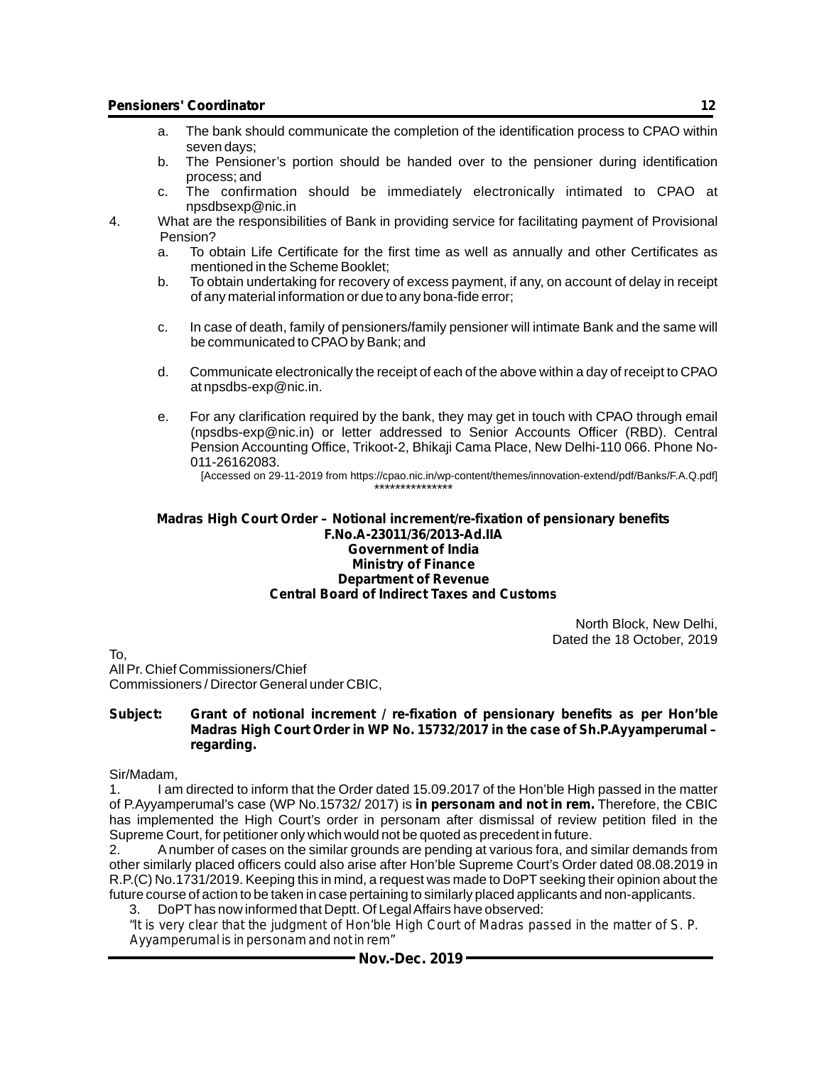a. The bank should communicate the completion of the identification process to CPAO within seven days;

b. The Pensioner's portion should be handed over to the pensioner during identification process; and

c. The confirmation should be immediately electronically intimated to CPAO at npsdbsexp@nic.in

4. What are the responsibilities of Bank in providing service for facilitating payment of Provisional Pension?

a. To obtain Life Certificate for the first time as well as annually and other Certificates as mentioned in the Scheme Booklet;

b. To obtain undertaking for recovery of excess payment, if any, on account of delay in receipt of any material information or due to any bona-fide error;

c. In case of death, family of pensioners/family pensioner will intimate Bank and the same will be communicated to CPAO by Bank; and

d. Communicate electronically the receipt of each of the above within a day of receipt to CPAO at npsdbs-exp@nic.in.

e. For any clarification required by the bank, they may get in touch with CPAO through email (npsdbs-exp@nic.in) or letter addressed to Senior Accounts Officer (RBD). Central Pension Accounting Office, Trikoot-2, Bhikaji Cama Place, New Delhi-110 066. Phone No-011-26162083.

[Accessed on 29-11-2019 from https://cpao.nic.in/wp-content/themes/innovation-extend/pdf/Banks/F.A.Q.pdf]

***************

**Madras High Court Order – Notional increment/re-fixation of pensionary benefits**
**F.No.A-23011/36/2013-Ad.IIA**
**Government of India**
**Ministry of Finance**
**Department of Revenue**
**Central Board of Indirect Taxes and Customs**

North Block, New Delhi,
Dated the 18 October, 2019

To,
All Pr. Chief Commissioners/Chief Commissioners / Director General under CBIC,

**Subject: Grant of notional increment / re-fixation of pensionary benefits as per Hon'ble Madras High Court Order in WP No. 15732/2017 in the case of Sh.P.Ayyamperumal – regarding.**

Sir/Madam,

1. I am directed to inform that the Order dated 15.09.2017 of the Hon'ble High passed in the matter of P.Ayyamperumal's case (WP No.15732/ 2017) is **in personam and not in rem.** Therefore, the CBIC has implemented the High Court's order in personam after dismissal of review petition filed in the Supreme Court, for petitioner only which would not be quoted as precedent in future.

2. A number of cases on the similar grounds are pending at various fora, and similar demands from other similarly placed officers could also arise after Hon'ble Supreme Court's Order dated 08.08.2019 in R.P.(C) No.1731/2019. Keeping this in mind, a request was made to DoPT seeking their opinion about the future course of action to be taken in case pertaining to similarly placed applicants and non-applicants.

3. DoPT has now informed that Deptt. Of Legal Affairs have observed:

*"It is very clear that the judgment of Hon'ble High Court of Madras passed in the matter of S. P. Ayyamperumal is in personam and not in rem"*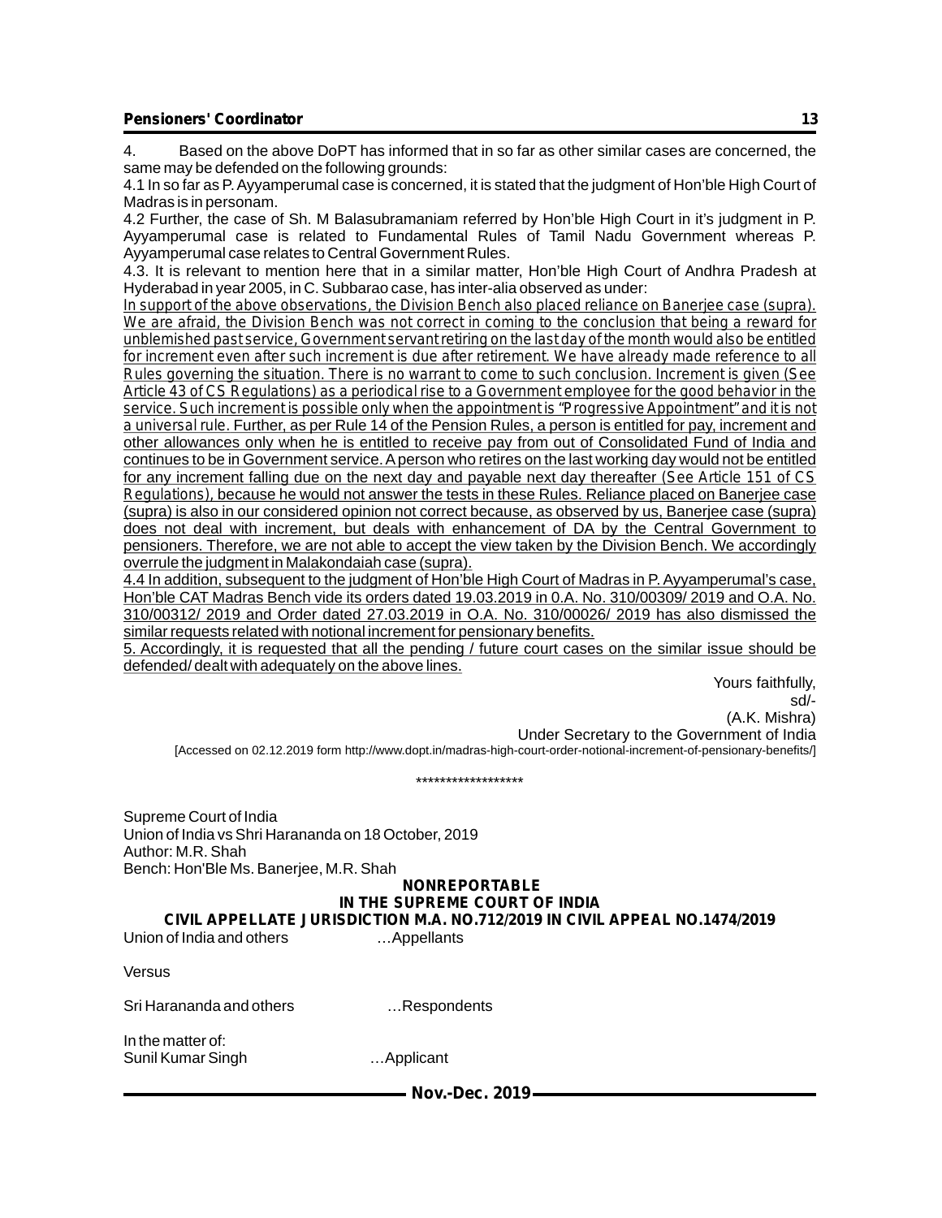4. Based on the above DoPT has informed that in so far as other similar cases are concerned, the same may be defended on the following grounds:

4.1 In so far as P. Ayyamperumal case is concerned, it is stated that the judgment of Hon'ble High Court of Madras is in personam.

4.2 Further, the case of Sh. M Balasubramaniam referred by Hon'ble High Court in it's judgment in P. Ayyamperumal case is related to Fundamental Rules of Tamil Nadu Government whereas P. Ayyamperumal case relates to Central Government Rules.

4.3. It is relevant to mention here that in a similar matter, Hon'ble High Court of Andhra Pradesh at Hyderabad in year 2005, in C. Subbarao case, has inter-alia observed as under:

In support of the above observations, the Division Bench also placed reliance on Banerjee case (supra). We are afraid, the Division Bench was not correct in coming to the conclusion that being a reward for unblemished past service, Government servant retiring on the last day of the month would also be entitled for increment even after such increment is due after retirement. We have already made reference to all Rules governing the situation. There is no warrant to come to such conclusion. Increment is given (See Article 43 of CS Regulations) as a periodical rise to a Government employee for the good behavior in the service. Such increment is possible only when the appointment is "Progressive Appointment" and it is not a universal rule. Further, as per Rule 14 of the Pension Rules, a person is entitled for pay, increment and other allowances only when he is entitled to receive pay from out of Consolidated Fund of India and continues to be in Government service. A person who retires on the last working day would not be entitled for any increment falling due on the next day and payable next day thereafter (See Article 151 of CS Regulations), because he would not answer the tests in these Rules. Reliance placed on Banerjee case (supra) is also in our considered opinion not correct because, as observed by us, Banerjee case (supra) does not deal with increment, but deals with enhancement of DA by the Central Government to pensioners. Therefore, we are not able to accept the view taken by the Division Bench. We accordingly overrule the judgment in Malakondaiah case (supra).

4.4 In addition, subsequent to the judgment of Hon'ble High Court of Madras in P. Ayyamperumal's case, Hon'ble CAT Madras Bench vide its orders dated 19.03.2019 in 0.A. No. 310/00309/ 2019 and O.A. No. 310/00312/ 2019 and Order dated 27.03.2019 in O.A. No. 310/00026/ 2019 has also dismissed the similar requests related with notional increment for pensionary benefits.

5. Accordingly, it is requested that all the pending / future court cases on the similar issue should be defended/ dealt with adequately on the above lines.

Yours faithfully,
sd/-
(A.K. Mishra)
Under Secretary to the Government of India

[Accessed on 02.12.2019 form http://www.dopt.in/madras-high-court-order-notional-increment-of-pensionary-benefits/]

******************

Supreme Court of India
Union of India vs Shri Harananda on 18 October, 2019
Author: M.R. Shah
Bench: Hon'Ble Ms. Banerjee, M.R. Shah

**NONREPORTABLE**
**IN THE SUPREME COURT OF INDIA**
**CIVIL APPELLATE JURISDICTION M.A. NO.712/2019 IN CIVIL APPEAL NO.1474/2019**

Union of India and others …Appellants

Versus

Sri Harananda and others …Respondents

In the matter of:
Sunil Kumar Singh …Applicant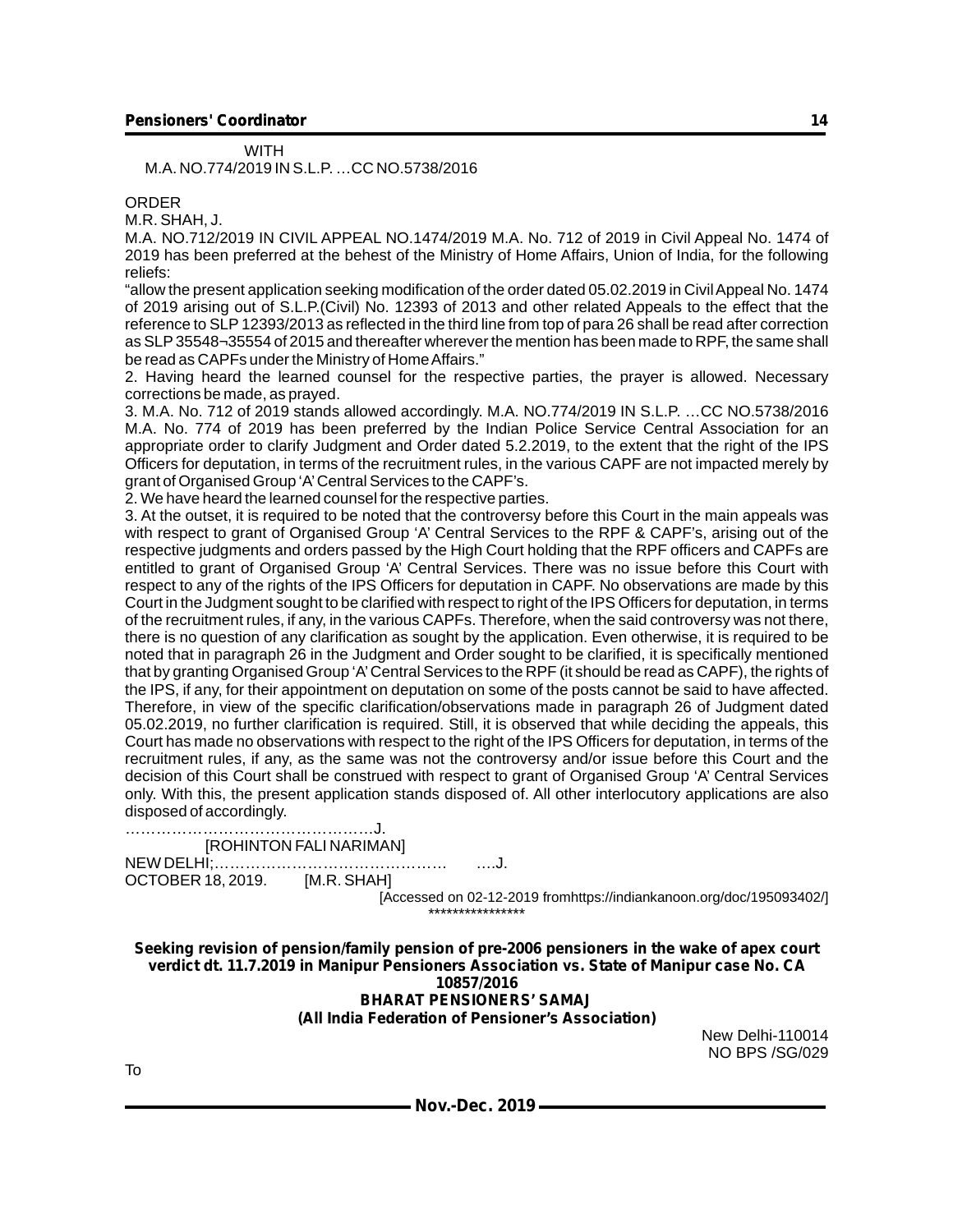WITH

M.A. NO.774/2019 IN S.L.P. …CC NO.5738/2016

ORDER

M.R. SHAH, J.

M.A. NO.712/2019 IN CIVIL APPEAL NO.1474/2019 M.A. No. 712 of 2019 in Civil Appeal No. 1474 of 2019 has been preferred at the behest of the Ministry of Home Affairs, Union of India, for the following reliefs:

"allow the present application seeking modification of the order dated 05.02.2019 in Civil Appeal No. 1474 of 2019 arising out of S.L.P.(Civil) No. 12393 of 2013 and other related Appeals to the effect that the reference to SLP 12393/2013 as reflected in the third line from top of para 26 shall be read after correction as SLP 35548¬35554 of 2015 and thereafter wherever the mention has been made to RPF, the same shall be read as CAPFs under the Ministry of Home Affairs."

2. Having heard the learned counsel for the respective parties, the prayer is allowed. Necessary corrections be made, as prayed.

3. M.A. No. 712 of 2019 stands allowed accordingly. M.A. NO.774/2019 IN S.L.P. …CC NO.5738/2016 M.A. No. 774 of 2019 has been preferred by the Indian Police Service Central Association for an appropriate order to clarify Judgment and Order dated 5.2.2019, to the extent that the right of the IPS Officers for deputation, in terms of the recruitment rules, in the various CAPF are not impacted merely by grant of Organised Group 'A' Central Services to the CAPF's.

2. We have heard the learned counsel for the respective parties.

3. At the outset, it is required to be noted that the controversy before this Court in the main appeals was with respect to grant of Organised Group 'A' Central Services to the RPF & CAPF's, arising out of the respective judgments and orders passed by the High Court holding that the RPF officers and CAPFs are entitled to grant of Organised Group 'A' Central Services. There was no issue before this Court with respect to any of the rights of the IPS Officers for deputation in CAPF. No observations are made by this Court in the Judgment sought to be clarified with respect to right of the IPS Officers for deputation, in terms of the recruitment rules, if any, in the various CAPFs. Therefore, when the said controversy was not there, there is no question of any clarification as sought by the application. Even otherwise, it is required to be noted that in paragraph 26 in the Judgment and Order sought to be clarified, it is specifically mentioned that by granting Organised Group 'A' Central Services to the RPF (it should be read as CAPF), the rights of the IPS, if any, for their appointment on deputation on some of the posts cannot be said to have affected. Therefore, in view of the specific clarification/observations made in paragraph 26 of Judgment dated 05.02.2019, no further clarification is required. Still, it is observed that while deciding the appeals, this Court has made no observations with respect to the right of the IPS Officers for deputation, in terms of the recruitment rules, if any, as the same was not the controversy and/or issue before this Court and the decision of this Court shall be construed with respect to grant of Organised Group 'A' Central Services only. With this, the present application stands disposed of. All other interlocutory applications are also disposed of accordingly.

……………………………………………J.
[ROHINTON FALI NARIMAN]

NEW DELHI;…………………………………………  ….J.

OCTOBER 18, 2019.  [M.R. SHAH]

[Accessed on 02-12-2019 fromhttps://indiankanoon.org/doc/195093402/]

\*\*\*\*\*\*\*\*\*\*\*\*\*\*\*\*

**Seeking revision of pension/family pension of pre-2006 pensioners in the wake of apex court verdict dt. 11.7.2019 in Manipur Pensioners Association vs. State of Manipur case No. CA 10857/2016**

**BHARAT PENSIONERS' SAMAJ**

**(All India Federation of Pensioner's Association)**

New Delhi-110014
NO BPS /SG/029

To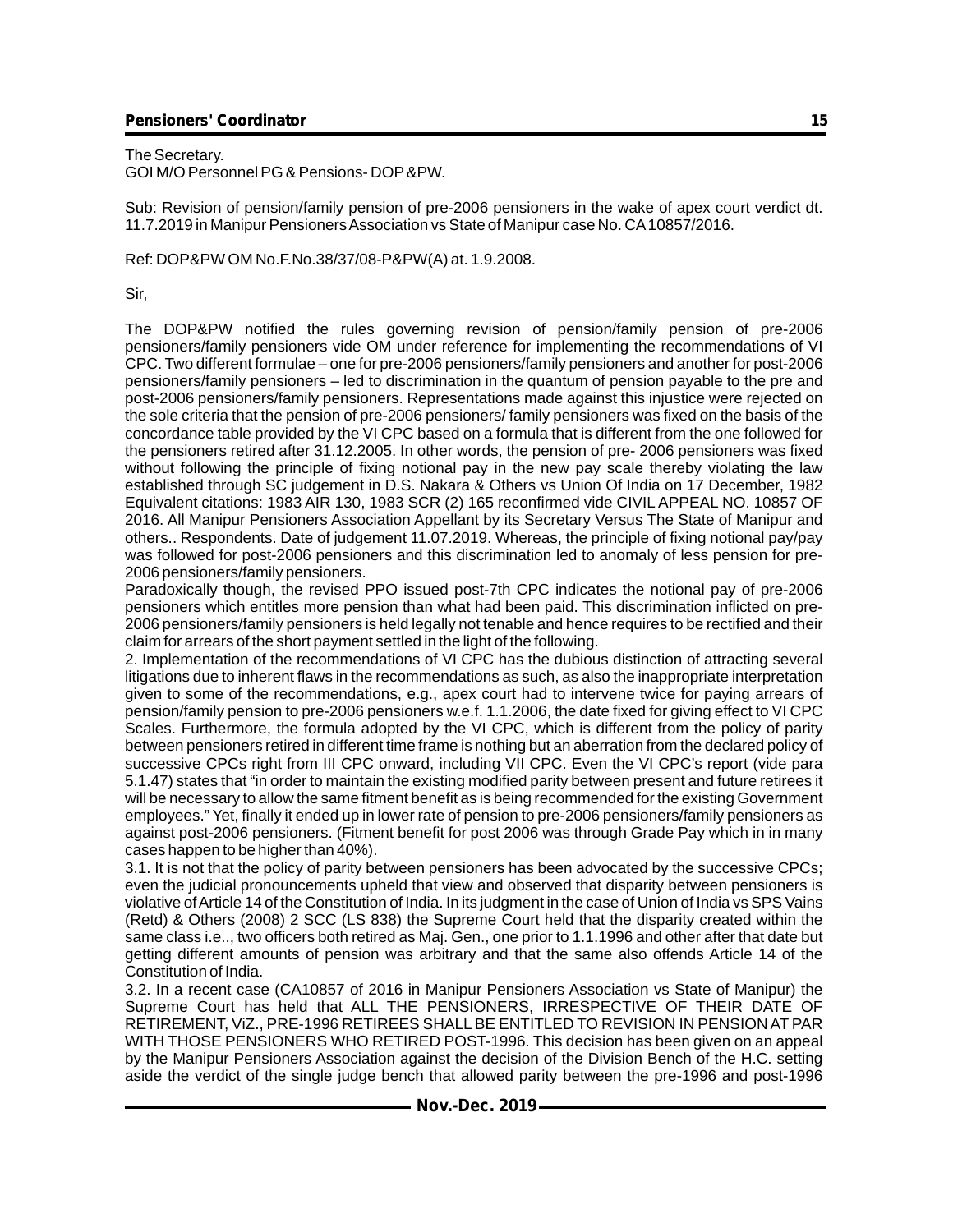The Secretary.
GOI M/O Personnel PG & Pensions- DOP &PW.

Sub: Revision of pension/family pension of pre-2006 pensioners in the wake of apex court verdict dt. 11.7.2019 in Manipur Pensioners Association vs State of Manipur case No. CA 10857/2016.

Ref: DOP&PW OM No.F.No.38/37/08-P&PW(A) at. 1.9.2008.

Sir,

The DOP&PW notified the rules governing revision of pension/family pension of pre-2006 pensioners/family pensioners vide OM under reference for implementing the recommendations of VI CPC. Two different formulae – one for pre-2006 pensioners/family pensioners and another for post-2006 pensioners/family pensioners – led to discrimination in the quantum of pension payable to the pre and post-2006 pensioners/family pensioners. Representations made against this injustice were rejected on the sole criteria that the pension of pre-2006 pensioners/ family pensioners was fixed on the basis of the concordance table provided by the VI CPC based on a formula that is different from the one followed for the pensioners retired after 31.12.2005. In other words, the pension of pre- 2006 pensioners was fixed without following the principle of fixing notional pay in the new pay scale thereby violating the law established through SC judgement in D.S. Nakara & Others vs Union Of India on 17 December, 1982 Equivalent citations: 1983 AIR 130, 1983 SCR (2) 165 reconfirmed vide CIVIL APPEAL NO. 10857 OF 2016. All Manipur Pensioners Association Appellant by its Secretary Versus The State of Manipur and others.. Respondents. Date of judgement 11.07.2019. Whereas, the principle of fixing notional pay/pay was followed for post-2006 pensioners and this discrimination led to anomaly of less pension for pre-2006 pensioners/family pensioners.

Paradoxically though, the revised PPO issued post-7th CPC indicates the notional pay of pre-2006 pensioners which entitles more pension than what had been paid. This discrimination inflicted on pre-2006 pensioners/family pensioners is held legally not tenable and hence requires to be rectified and their claim for arrears of the short payment settled in the light of the following.

2. Implementation of the recommendations of VI CPC has the dubious distinction of attracting several litigations due to inherent flaws in the recommendations as such, as also the inappropriate interpretation given to some of the recommendations, e.g., apex court had to intervene twice for paying arrears of pension/family pension to pre-2006 pensioners w.e.f. 1.1.2006, the date fixed for giving effect to VI CPC Scales. Furthermore, the formula adopted by the VI CPC, which is different from the policy of parity between pensioners retired in different time frame is nothing but an aberration from the declared policy of successive CPCs right from III CPC onward, including VII CPC. Even the VI CPC's report (vide para 5.1.47) states that "in order to maintain the existing modified parity between present and future retirees it will be necessary to allow the same fitment benefit as is being recommended for the existing Government employees." Yet, finally it ended up in lower rate of pension to pre-2006 pensioners/family pensioners as against post-2006 pensioners. (Fitment benefit for post 2006 was through Grade Pay which in in many cases happen to be higher than 40%).

3.1. It is not that the policy of parity between pensioners has been advocated by the successive CPCs; even the judicial pronouncements upheld that view and observed that disparity between pensioners is violative of Article 14 of the Constitution of India. In its judgment in the case of Union of India vs SPS Vains (Retd) & Others (2008) 2 SCC (LS 838) the Supreme Court held that the disparity created within the same class i.e.., two officers both retired as Maj. Gen., one prior to 1.1.1996 and other after that date but getting different amounts of pension was arbitrary and that the same also offends Article 14 of the Constitution of India.

3.2. In a recent case (CA10857 of 2016 in Manipur Pensioners Association vs State of Manipur) the Supreme Court has held that ALL THE PENSIONERS, IRRESPECTIVE OF THEIR DATE OF RETIREMENT, ViZ., PRE-1996 RETIREES SHALL BE ENTITLED TO REVISION IN PENSION AT PAR WITH THOSE PENSIONERS WHO RETIRED POST-1996. This decision has been given on an appeal by the Manipur Pensioners Association against the decision of the Division Bench of the H.C. setting aside the verdict of the single judge bench that allowed parity between the pre-1996 and post-1996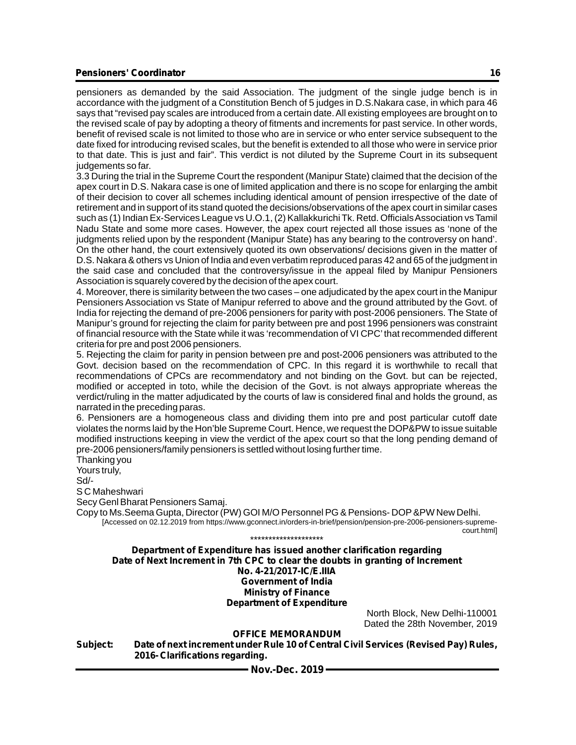pensioners as demanded by the said Association. The judgment of the single judge bench is in accordance with the judgment of a Constitution Bench of 5 judges in D.S.Nakara case, in which para 46 says that "revised pay scales are introduced from a certain date. All existing employees are brought on to the revised scale of pay by adopting a theory of fitments and increments for past service. In other words, benefit of revised scale is not limited to those who are in service or who enter service subsequent to the date fixed for introducing revised scales, but the benefit is extended to all those who were in service prior to that date. This is just and fair". This verdict is not diluted by the Supreme Court in its subsequent judgements so far.

3.3 During the trial in the Supreme Court the respondent (Manipur State) claimed that the decision of the apex court in D.S. Nakara case is one of limited application and there is no scope for enlarging the ambit of their decision to cover all schemes including identical amount of pension irrespective of the date of retirement and in support of its stand quoted the decisions/observations of the apex court in similar cases such as (1) Indian Ex-Services League vs U.O.1, (2) Kallakkurichi Tk. Retd. Officials Association vs Tamil Nadu State and some more cases. However, the apex court rejected all those issues as 'none of the judgments relied upon by the respondent (Manipur State) has any bearing to the controversy on hand'. On the other hand, the court extensively quoted its own observations/ decisions given in the matter of D.S. Nakara & others vs Union of India and even verbatim reproduced paras 42 and 65 of the judgment in the said case and concluded that the controversy/issue in the appeal filed by Manipur Pensioners Association is squarely covered by the decision of the apex court.

4. Moreover, there is similarity between the two cases – one adjudicated by the apex court in the Manipur Pensioners Association vs State of Manipur referred to above and the ground attributed by the Govt. of India for rejecting the demand of pre-2006 pensioners for parity with post-2006 pensioners. The State of Manipur's ground for rejecting the claim for parity between pre and post 1996 pensioners was constraint of financial resource with the State while it was 'recommendation of VI CPC' that recommended different criteria for pre and post 2006 pensioners.

5. Rejecting the claim for parity in pension between pre and post-2006 pensioners was attributed to the Govt. decision based on the recommendation of CPC. In this regard it is worthwhile to recall that recommendations of CPCs are recommendatory and not binding on the Govt. but can be rejected, modified or accepted in toto, while the decision of the Govt. is not always appropriate whereas the verdict/ruling in the matter adjudicated by the courts of law is considered final and holds the ground, as narrated in the preceding paras.

6. Pensioners are a homogeneous class and dividing them into pre and post particular cutoff date violates the norms laid by the Hon'ble Supreme Court. Hence, we request the DOP&PW to issue suitable modified instructions keeping in view the verdict of the apex court so that the long pending demand of pre-2006 pensioners/family pensioners is settled without losing further time.

Thanking you

Yours truly,

Sd/-

S C Maheshwari

Secy Genl Bharat Pensioners Samaj.

Copy to Ms.Seema Gupta, Director (PW) GOI M/O Personnel PG & Pensions- DOP &PW New Delhi.

[Accessed on 02.12.2019 from https://www.gconnect.in/orders-in-brief/pension/pension-pre-2006-pensioners-supreme-court.html]

********************

**Department of Expenditure has issued another clarification regarding Date of Next Increment in 7th CPC to clear the doubts in granting of Increment**

**No. 4-21/2017-IC/E.IIIA**

**Government of India**

**Ministry of Finance**

**Department of Expenditure**

North Block, New Delhi-110001

Dated the 28th November, 2019

**OFFICE MEMORANDUM**

**Subject: Date of next increment under Rule 10 of Central Civil Services (Revised Pay) Rules, 2016- Clarifications regarding.**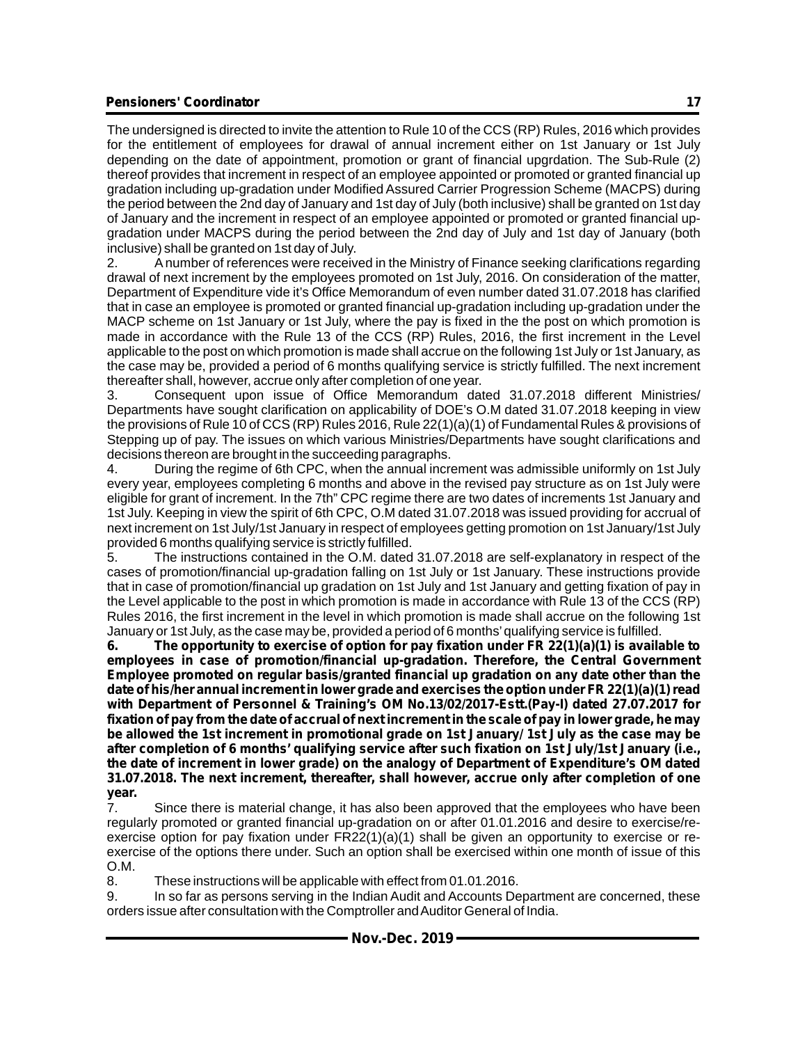The undersigned is directed to invite the attention to Rule 10 of the CCS (RP) Rules, 2016 which provides for the entitlement of employees for drawal of annual increment either on 1st January or 1st July depending on the date of appointment, promotion or grant of financial upgrdation. The Sub-Rule (2) thereof provides that increment in respect of an employee appointed or promoted or granted financial up gradation including up-gradation under Modified Assured Carrier Progression Scheme (MACPS) during the period between the 2nd day of January and 1st day of July (both inclusive) shall be granted on 1st day of January and the increment in respect of an employee appointed or promoted or granted financial up-gradation under MACPS during the period between the 2nd day of July and 1st day of January (both inclusive) shall be granted on 1st day of July.

2. A number of references were received in the Ministry of Finance seeking clarifications regarding drawal of next increment by the employees promoted on 1st July, 2016. On consideration of the matter, Department of Expenditure vide it's Office Memorandum of even number dated 31.07.2018 has clarified that in case an employee is promoted or granted financial up-gradation including up-gradation under the MACP scheme on 1st January or 1st July, where the pay is fixed in the the post on which promotion is made in accordance with the Rule 13 of the CCS (RP) Rules, 2016, the first increment in the Level applicable to the post on which promotion is made shall accrue on the following 1st July or 1st January, as the case may be, provided a period of 6 months qualifying service is strictly fulfilled. The next increment thereafter shall, however, accrue only after completion of one year.

3. Consequent upon issue of Office Memorandum dated 31.07.2018 different Ministries/ Departments have sought clarification on applicability of DOE's O.M dated 31.07.2018 keeping in view the provisions of Rule 10 of CCS (RP) Rules 2016, Rule 22(1)(a)(1) of Fundamental Rules & provisions of Stepping up of pay. The issues on which various Ministries/Departments have sought clarifications and decisions thereon are brought in the succeeding paragraphs.

4. During the regime of 6th CPC, when the annual increment was admissible uniformly on 1st July every year, employees completing 6 months and above in the revised pay structure as on 1st July were eligible for grant of increment. In the 7th" CPC regime there are two dates of increments 1st January and 1st July. Keeping in view the spirit of 6th CPC, O.M dated 31.07.2018 was issued providing for accrual of next increment on 1st July/1st January in respect of employees getting promotion on 1st January/1st July provided 6 months qualifying service is strictly fulfilled.

5. The instructions contained in the O.M. dated 31.07.2018 are self-explanatory in respect of the cases of promotion/financial up-gradation falling on 1st July or 1st January. These instructions provide that in case of promotion/financial up gradation on 1st July and 1st January and getting fixation of pay in the Level applicable to the post in which promotion is made in accordance with Rule 13 of the CCS (RP) Rules 2016, the first increment in the level in which promotion is made shall accrue on the following 1st January or 1st July, as the case may be, provided a period of 6 months' qualifying service is fulfilled.

**6. The opportunity to exercise of option for pay fixation under FR 22(1)(a)(1) is available to employees in case of promotion/financial up-gradation. Therefore, the Central Government Employee promoted on regular basis/granted financial up gradation on any date other than the date of his/her annual increment in lower grade and exercises the option under FR 22(1)(a)(1) read with Department of Personnel & Training's OM No.13/02/2017-Estt.(Pay-I) dated 27.07.2017 for fixation of pay from the date of accrual of next increment in the scale of pay in lower grade, he may be allowed the 1st increment in promotional grade on 1st January/ 1st July as the case may be after completion of 6 months' qualifying service after such fixation on 1st July/1st January (i.e., the date of increment in lower grade) on the analogy of Department of Expenditure's OM dated 31.07.2018. The next increment, thereafter, shall however, accrue only after completion of one year.**

7. Since there is material change, it has also been approved that the employees who have been regularly promoted or granted financial up-gradation on or after 01.01.2016 and desire to exercise/re-exercise option for pay fixation under FR22(1)(a)(1) shall be given an opportunity to exercise or re-exercise of the options there under. Such an option shall be exercised within one month of issue of this O.M.

8. These instructions will be applicable with effect from 01.01.2016.

9. In so far as persons serving in the Indian Audit and Accounts Department are concerned, these orders issue after consultation with the Comptroller and Auditor General of India.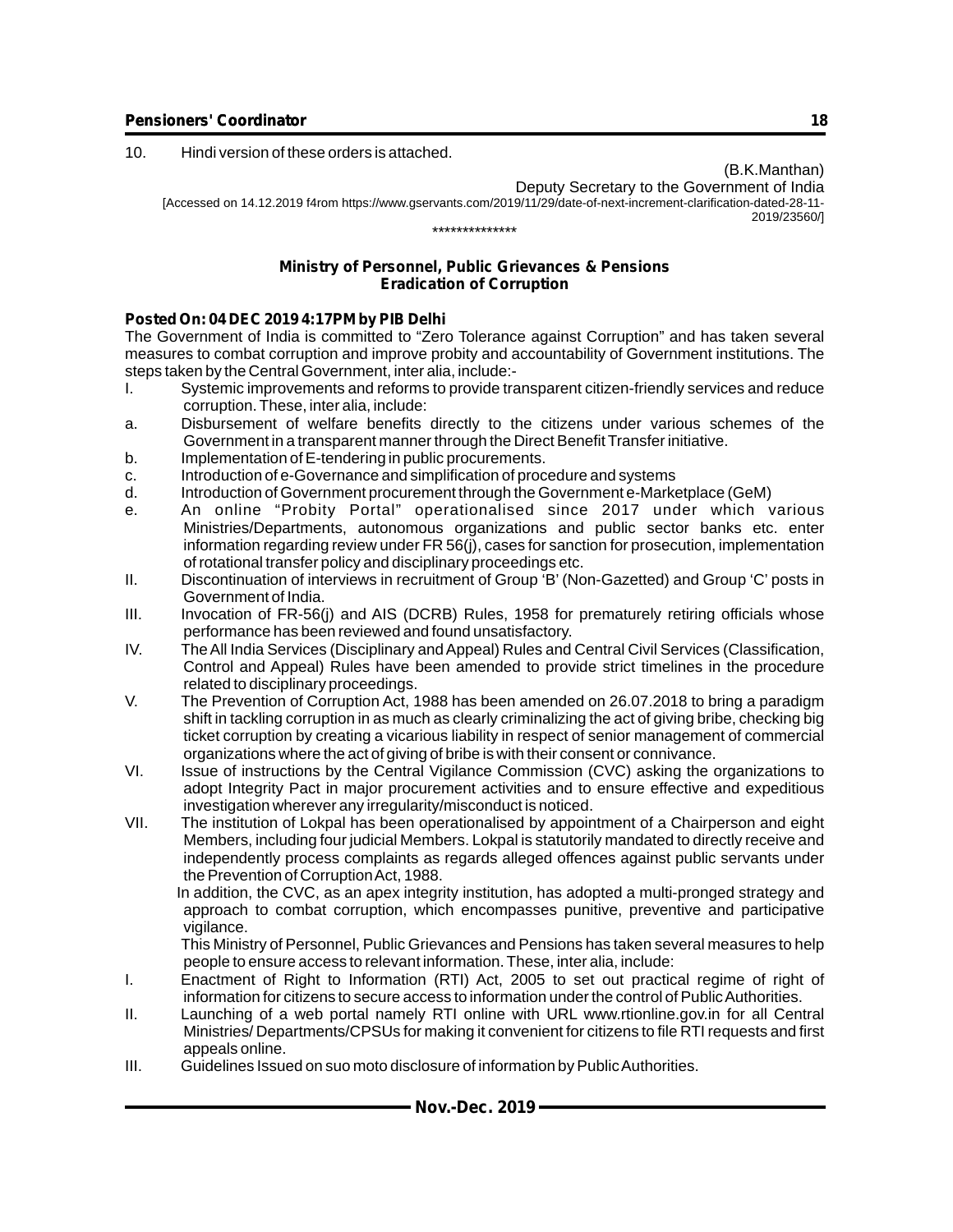10. Hindi version of these orders is attached.

(B.K.Manthan)
Deputy Secretary to the Government of India

[Accessed on 14.12.2019 f4rom https://www.gservants.com/2019/11/29/date-of-next-increment-clarification-dated-28-11-2019/23560/]

**************

## Ministry of Personnel, Public Grievances & Pensions
## Eradication of Corruption

**Posted On: 04 DEC 2019 4:17PM by PIB Delhi**

The Government of India is committed to "Zero Tolerance against Corruption" and has taken several measures to combat corruption and improve probity and accountability of Government institutions. The steps taken by the Central Government, inter alia, include:-

I. Systemic improvements and reforms to provide transparent citizen-friendly services and reduce corruption. These, inter alia, include:

a. Disbursement of welfare benefits directly to the citizens under various schemes of the Government in a transparent manner through the Direct Benefit Transfer initiative.

b. Implementation of E-tendering in public procurements.

c. Introduction of e-Governance and simplification of procedure and systems

d. Introduction of Government procurement through the Government e-Marketplace (GeM)

e. An online "Probity Portal" operationalised since 2017 under which various Ministries/Departments, autonomous organizations and public sector banks etc. enter information regarding review under FR 56(j), cases for sanction for prosecution, implementation of rotational transfer policy and disciplinary proceedings etc.

II. Discontinuation of interviews in recruitment of Group 'B' (Non-Gazetted) and Group 'C' posts in Government of India.

III. Invocation of FR-56(j) and AIS (DCRB) Rules, 1958 for prematurely retiring officials whose performance has been reviewed and found unsatisfactory.

IV. The All India Services (Disciplinary and Appeal) Rules and Central Civil Services (Classification, Control and Appeal) Rules have been amended to provide strict timelines in the procedure related to disciplinary proceedings.

V. The Prevention of Corruption Act, 1988 has been amended on 26.07.2018 to bring a paradigm shift in tackling corruption in as much as clearly criminalizing the act of giving bribe, checking big ticket corruption by creating a vicarious liability in respect of senior management of commercial organizations where the act of giving of bribe is with their consent or connivance.

VI. Issue of instructions by the Central Vigilance Commission (CVC) asking the organizations to adopt Integrity Pact in major procurement activities and to ensure effective and expeditious investigation wherever any irregularity/misconduct is noticed.

VII. The institution of Lokpal has been operationalised by appointment of a Chairperson and eight Members, including four judicial Members. Lokpal is statutorily mandated to directly receive and independently process complaints as regards alleged offences against public servants under the Prevention of Corruption Act, 1988.

In addition, the CVC, as an apex integrity institution, has adopted a multi-pronged strategy and approach to combat corruption, which encompasses punitive, preventive and participative vigilance.

This Ministry of Personnel, Public Grievances and Pensions has taken several measures to help people to ensure access to relevant information. These, inter alia, include:

I. Enactment of Right to Information (RTI) Act, 2005 to set out practical regime of right of information for citizens to secure access to information under the control of Public Authorities.

II. Launching of a web portal namely RTI online with URL www.rtionline.gov.in for all Central Ministries/ Departments/CPSUs for making it convenient for citizens to file RTI requests and first appeals online.

III. Guidelines Issued on suo moto disclosure of information by Public Authorities.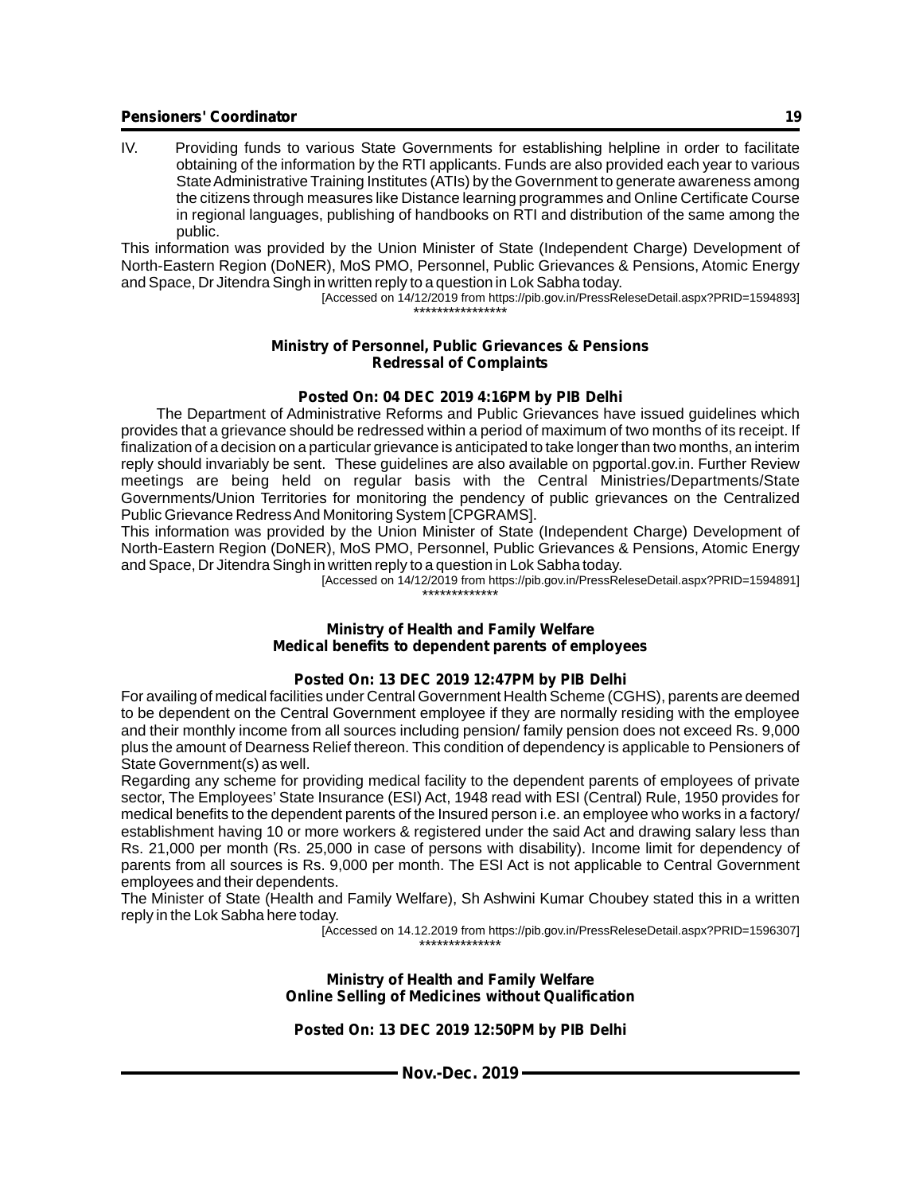IV. Providing funds to various State Governments for establishing helpline in order to facilitate obtaining of the information by the RTI applicants. Funds are also provided each year to various State Administrative Training Institutes (ATIs) by the Government to generate awareness among the citizens through measures like Distance learning programmes and Online Certificate Course in regional languages, publishing of handbooks on RTI and distribution of the same among the public.

This information was provided by the Union Minister of State (Independent Charge) Development of North-Eastern Region (DoNER), MoS PMO, Personnel, Public Grievances & Pensions, Atomic Energy and Space, Dr Jitendra Singh in written reply to a question in Lok Sabha today.

[Accessed on 14/12/2019 from https://pib.gov.in/PressReleseDetail.aspx?PRID=1594893]

****************

**Ministry of Personnel, Public Grievances & Pensions**
**Redressal of Complaints**

**Posted On: 04 DEC 2019 4:16PM by PIB Delhi**

The Department of Administrative Reforms and Public Grievances have issued guidelines which provides that a grievance should be redressed within a period of maximum of two months of its receipt. If finalization of a decision on a particular grievance is anticipated to take longer than two months, an interim reply should invariably be sent. These guidelines are also available on pgportal.gov.in. Further Review meetings are being held on regular basis with the Central Ministries/Departments/State Governments/Union Territories for monitoring the pendency of public grievances on the Centralized Public Grievance Redress And Monitoring System [CPGRAMS].

This information was provided by the Union Minister of State (Independent Charge) Development of North-Eastern Region (DoNER), MoS PMO, Personnel, Public Grievances & Pensions, Atomic Energy and Space, Dr Jitendra Singh in written reply to a question in Lok Sabha today.

[Accessed on 14/12/2019 from https://pib.gov.in/PressReleseDetail.aspx?PRID=1594891]

*************

**Ministry of Health and Family Welfare**
**Medical benefits to dependent parents of employees**

**Posted On: 13 DEC 2019 12:47PM by PIB Delhi**

For availing of medical facilities under Central Government Health Scheme (CGHS), parents are deemed to be dependent on the Central Government employee if they are normally residing with the employee and their monthly income from all sources including pension/ family pension does not exceed Rs. 9,000 plus the amount of Dearness Relief thereon. This condition of dependency is applicable to Pensioners of State Government(s) as well.

Regarding any scheme for providing medical facility to the dependent parents of employees of private sector, The Employees' State Insurance (ESI) Act, 1948 read with ESI (Central) Rule, 1950 provides for medical benefits to the dependent parents of the Insured person i.e. an employee who works in a factory/ establishment having 10 or more workers & registered under the said Act and drawing salary less than Rs. 21,000 per month (Rs. 25,000 in case of persons with disability). Income limit for dependency of parents from all sources is Rs. 9,000 per month. The ESI Act is not applicable to Central Government employees and their dependents.

The Minister of State (Health and Family Welfare), Sh Ashwini Kumar Choubey stated this in a written reply in the Lok Sabha here today.

[Accessed on 14.12.2019 from https://pib.gov.in/PressReleseDetail.aspx?PRID=1596307]

**************

**Ministry of Health and Family Welfare**
**Online Selling of Medicines without Qualification**

**Posted On: 13 DEC 2019 12:50PM by PIB Delhi**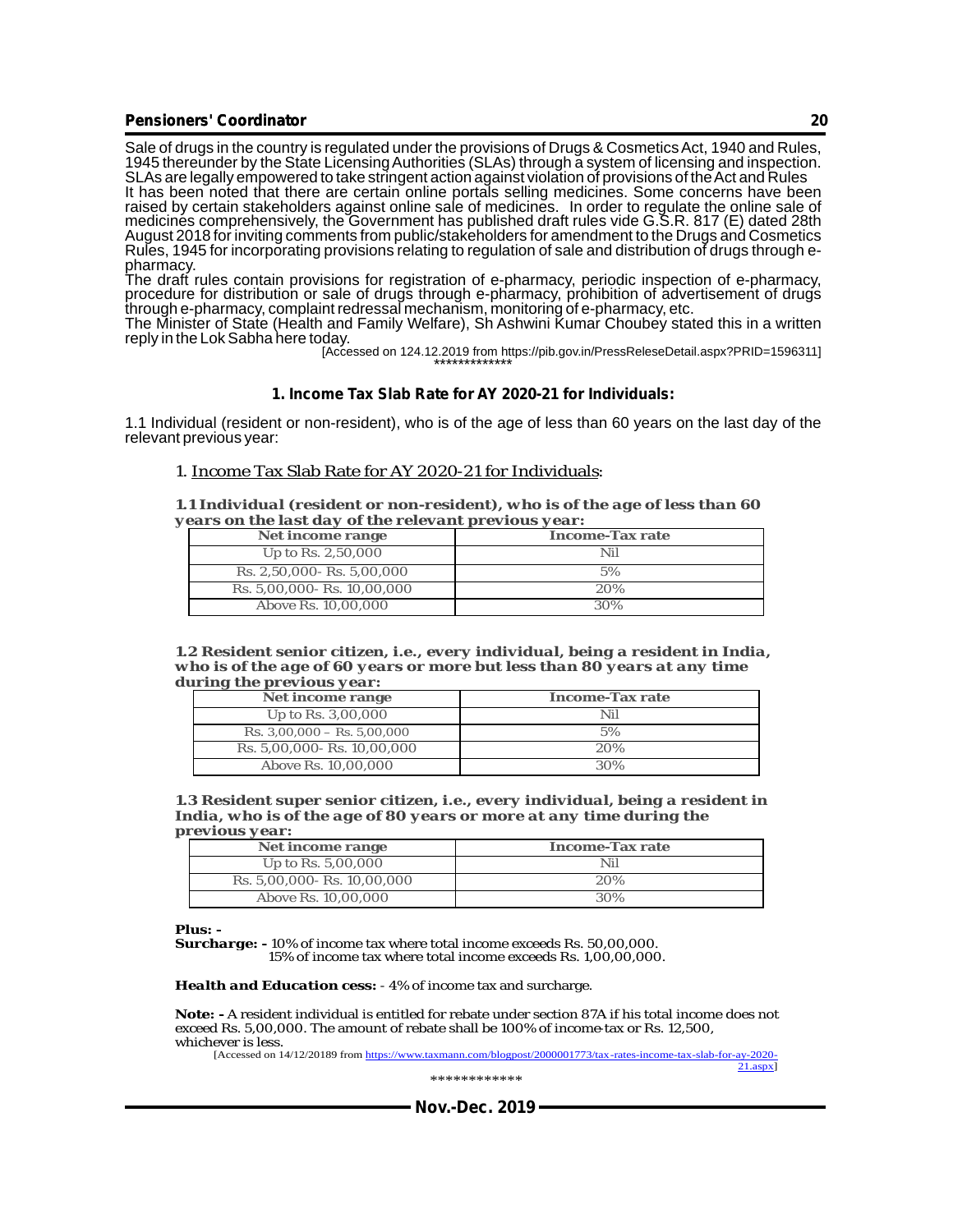Sale of drugs in the country is regulated under the provisions of Drugs & Cosmetics Act, 1940 and Rules, 1945 thereunder by the State Licensing Authorities (SLAs) through a system of licensing and inspection. SLAs are legally empowered to take stringent action against violation of provisions of the Act and Rules

It has been noted that there are certain online portals selling medicines. Some concerns have been raised by certain stakeholders against online sale of medicines. In order to regulate the online sale of medicines comprehensively, the Government has published draft rules vide G.S.R. 817 (E) dated 28th August 2018 for inviting comments from public/stakeholders for amendment to the Drugs and Cosmetics Rules, 1945 for incorporating provisions relating to regulation of sale and distribution of drugs through e-pharmacy.

The draft rules contain provisions for registration of e-pharmacy, periodic inspection of e-pharmacy, procedure for distribution or sale of drugs through e-pharmacy, prohibition of advertisement of drugs through e-pharmacy, complaint redressal mechanism, monitoring of e-pharmacy, etc.

The Minister of State (Health and Family Welfare), Sh Ashwini Kumar Choubey stated this in a written reply in the Lok Sabha here today.

[Accessed on 124.12.2019 from https://pib.gov.in/PressReleseDetail.aspx?PRID=1596311]

*************

## 1. Income Tax Slab Rate for AY 2020-21 for Individuals:

1.1 Individual (resident or non-resident), who is of the age of less than 60 years on the last day of the relevant previous year:

1. Income Tax Slab Rate for AY 2020-21 for Individuals:

**1.1 Individual (resident or non-resident), who is of the age of less than 60 years on the last day of the relevant previous year:**

| Net income range | Income-Tax rate |
|---|---|
| Up to Rs. 2,50,000 | Nil |
| Rs. 2,50,000- Rs. 5,00,000 | 5% |
| Rs. 5,00,000- Rs. 10,00,000 | 20% |
| Above Rs. 10,00,000 | 30% |

**1.2 Resident senior citizen, i.e., every individual, being a resident in India, who is of the age of 60 years or more but less than 80 years at any time during the previous year:**

| Net income range | Income-Tax rate |
|---|---|
| Up to Rs. 3,00,000 | Nil |
| Rs. 3,00,000 – Rs. 5,00,000 | 5% |
| Rs. 5,00,000- Rs. 10,00,000 | 20% |
| Above Rs. 10,00,000 | 30% |

**1.3 Resident super senior citizen, i.e., every individual, being a resident in India, who is of the age of 80 years or more at any time during the previous year:**

| Net income range | Income-Tax rate |
|---|---|
| Up to Rs. 5,00,000 | Nil |
| Rs. 5,00,000- Rs. 10,00,000 | 20% |
| Above Rs. 10,00,000 | 30% |

**Plus: -**

**Surcharge: -** 10% of income tax where total income exceeds Rs. 50,00,000.
15% of income tax where total income exceeds Rs. 1,00,00,000.

***Health and Education cess:*** - 4% of income tax and surcharge.

**Note: -** A resident individual is entitled for rebate under section 87A if his total income does not exceed Rs. 5,00,000. The amount of rebate shall be 100% of income-tax or Rs. 12,500, whichever is less.

[Accessed on 14/12/20189 from https://www.taxmann.com/blogpost/2000001773/tax-rates-income-tax-slab-for-ay-2020-21.aspx]

************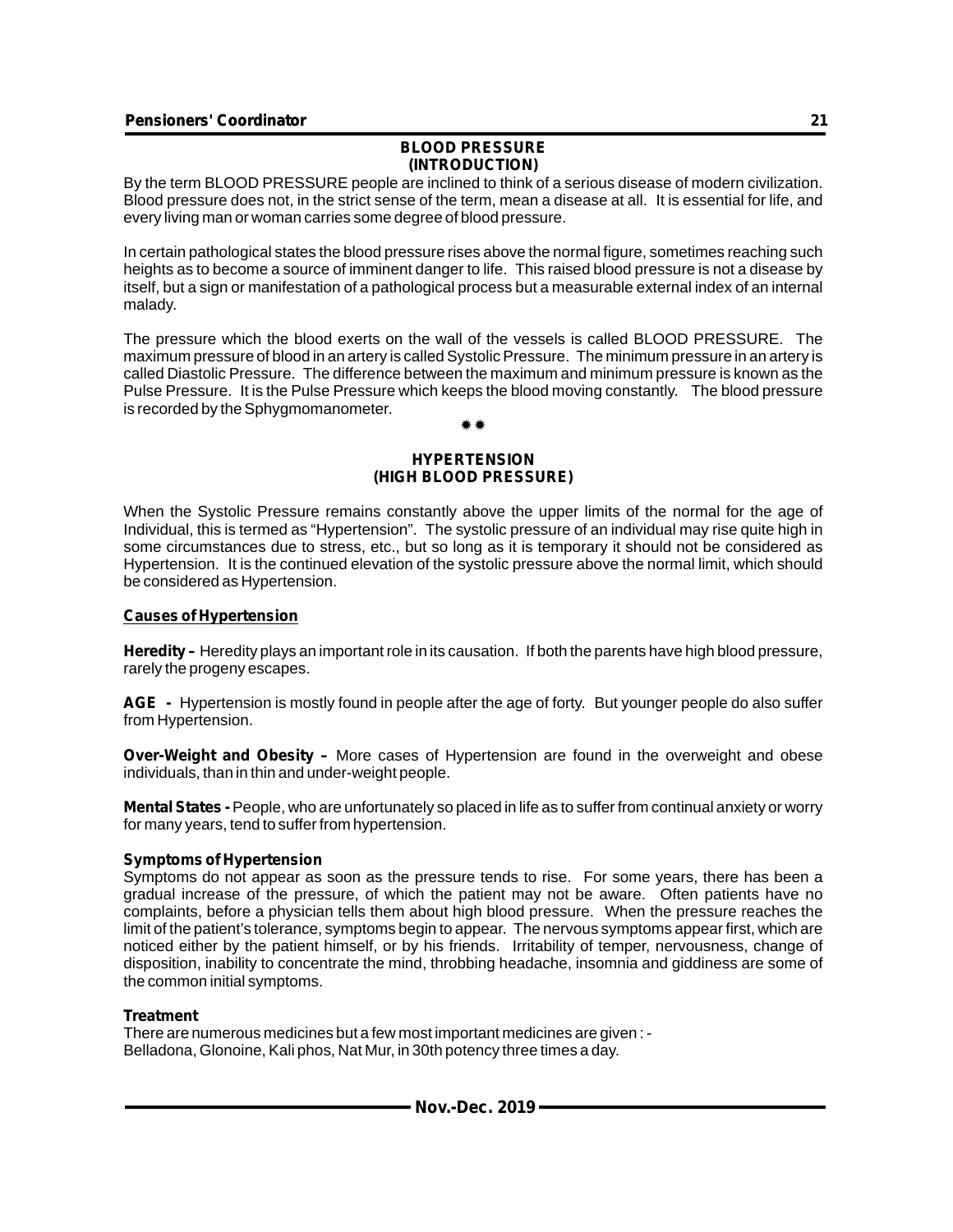## BLOOD PRESSURE
## (INTRODUCTION)

By the term BLOOD PRESSURE people are inclined to think of a serious disease of modern civilization. Blood pressure does not, in the strict sense of the term, mean a disease at all. It is essential for life, and every living man or woman carries some degree of blood pressure.

In certain pathological states the blood pressure rises above the normal figure, sometimes reaching such heights as to become a source of imminent danger to life. This raised blood pressure is not a disease by itself, but a sign or manifestation of a pathological process but a measurable external index of an internal malady.

The pressure which the blood exerts on the wall of the vessels is called BLOOD PRESSURE. The maximum pressure of blood in an artery is called Systolic Pressure. The minimum pressure in an artery is called Diastolic Pressure. The difference between the maximum and minimum pressure is known as the Pulse Pressure. It is the Pulse Pressure which keeps the blood moving constantly. The blood pressure is recorded by the Sphygmomanometer.

✷✷

## HYPERTENSION
## (HIGH BLOOD PRESSURE)

When the Systolic Pressure remains constantly above the upper limits of the normal for the age of Individual, this is termed as "Hypertension". The systolic pressure of an individual may rise quite high in some circumstances due to stress, etc., but so long as it is temporary it should not be considered as Hypertension. It is the continued elevation of the systolic pressure above the normal limit, which should be considered as Hypertension.

### Causes of Hypertension

**Heredity –** Heredity plays an important role in its causation. If both the parents have high blood pressure, rarely the progeny escapes.

**AGE -** Hypertension is mostly found in people after the age of forty. But younger people do also suffer from Hypertension.

**Over-Weight and Obesity –** More cases of Hypertension are found in the overweight and obese individuals, than in thin and under-weight people.

**Mental States -** People, who are unfortunately so placed in life as to suffer from continual anxiety or worry for many years, tend to suffer from hypertension.

### Symptoms of Hypertension

Symptoms do not appear as soon as the pressure tends to rise. For some years, there has been a gradual increase of the pressure, of which the patient may not be aware. Often patients have no complaints, before a physician tells them about high blood pressure. When the pressure reaches the limit of the patient's tolerance, symptoms begin to appear. The nervous symptoms appear first, which are noticed either by the patient himself, or by his friends. Irritability of temper, nervousness, change of disposition, inability to concentrate the mind, throbbing headache, insomnia and giddiness are some of the common initial symptoms.

### Treatment

There are numerous medicines but a few most important medicines are given : -
Belladona, Glonoine, Kali phos, Nat Mur, in 30th potency three times a day.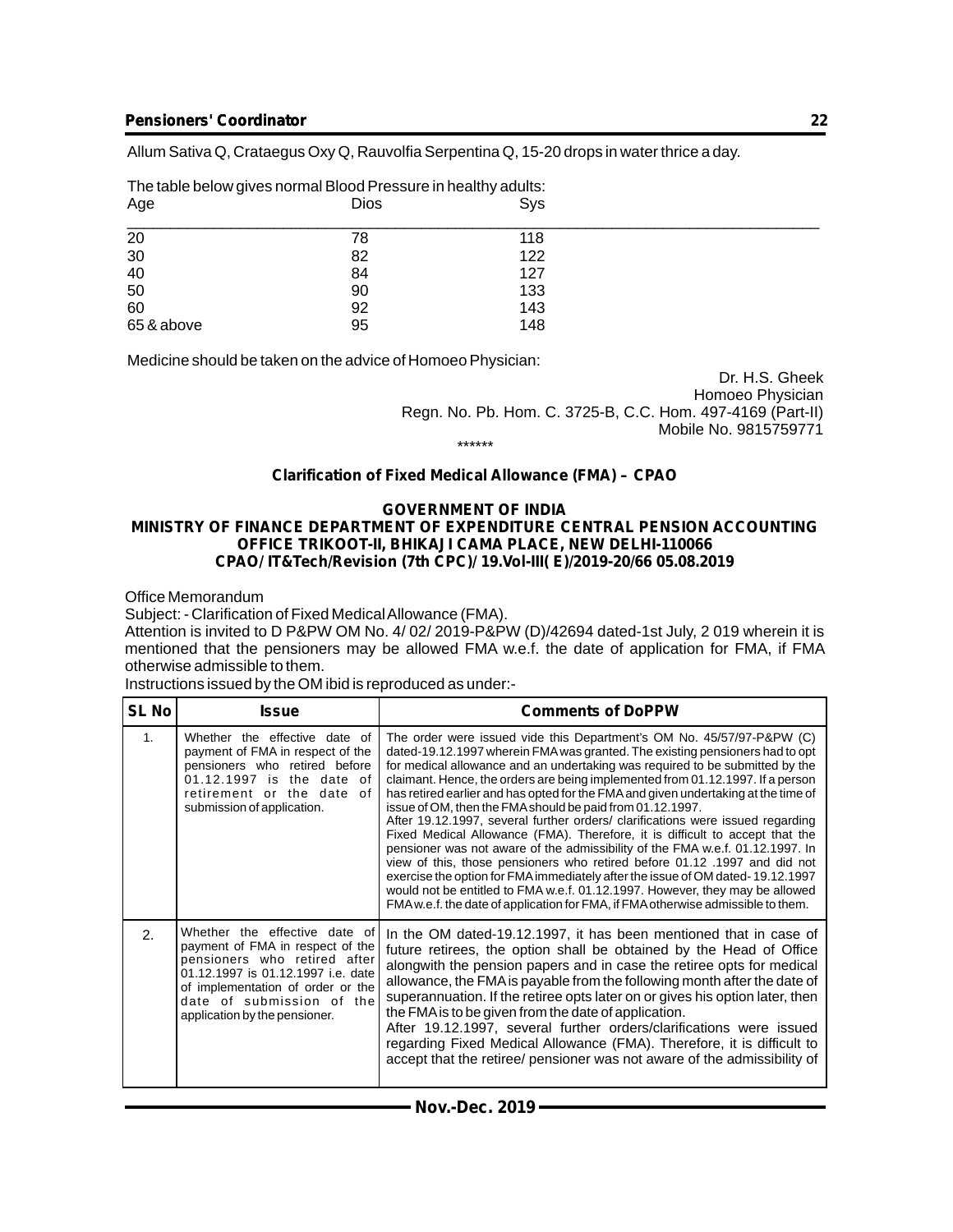Allum Sativa Q, Crataegus Oxy Q, Rauvolfia Serpentina Q, 15-20 drops in water thrice a day.

The table below gives normal Blood Pressure in healthy adults:

| Age | Dios | Sys |
|---|---|---|
| 20 | 78 | 118 |
| 30 | 82 | 122 |
| 40 | 84 | 127 |
| 50 | 90 | 133 |
| 60 | 92 | 143 |
| 65 & above | 95 | 148 |

Medicine should be taken on the advice of Homoeo Physician:

Dr. H.S. Gheek
Homoeo Physician
Regn. No. Pb. Hom. C. 3725-B, C.C. Hom. 497-4169 (Part-II)
Mobile No. 9815759771

******

## Clarification of Fixed Medical Allowance (FMA) – CPAO

**GOVERNMENT OF INDIA**
**MINISTRY OF FINANCE DEPARTMENT OF EXPENDITURE CENTRAL PENSION ACCOUNTING OFFICE TRIKOOT-II, BHIKAJI CAMA PLACE, NEW DELHI-110066**
**CPAO/ IT&Tech/Revision (7th CPC)/ 19.Vol-III( E)/2019-20/66 05.08.2019**

Office Memorandum

Subject: - Clarification of Fixed Medical Allowance (FMA).

Attention is invited to D P&PW OM No. 4/ 02/ 2019-P&PW (D)/42694 dated-1st July, 2 019 wherein it is mentioned that the pensioners may be allowed FMA w.e.f. the date of application for FMA, if FMA otherwise admissible to them.

Instructions issued by the OM ibid is reproduced as under:-

| SL No | Issue | Comments of DoPPW |
|---|---|---|
| 1. | Whether the effective date of payment of FMA in respect of the pensioners who retired before 01.12.1997 is the date of retirement or the date of submission of application. | The order were issued vide this Department's OM No. 45/57/97-P&PW (C) dated-19.12.1997 wherein FMA was granted. The existing pensioners had to opt for medical allowance and an undertaking was required to be submitted by the claimant. Hence, the orders are being implemented from 01.12.1997. If a person has retired earlier and has opted for the FMA and given undertaking at the time of issue of OM, then the FMA should be paid from 01.12.1997.<br>After 19.12.1997, several further orders/ clarifications were issued regarding Fixed Medical Allowance (FMA). Therefore, it is difficult to accept that the pensioner was not aware of the admissibility of the FMA w.e.f. 01.12.1997. In view of this, those pensioners who retired before 01.12 .1997 and did not exercise the option for FMA immediately after the issue of OM dated- 19.12.1997 would not be entitled to FMA w.e.f. 01.12.1997. However, they may be allowed FMA w.e.f. the date of application for FMA, if FMA otherwise admissible to them. |
| 2. | Whether the effective date of payment of FMA in respect of the pensioners who retired after 01.12.1997 is 01.12.1997 i.e. date of implementation of order or the date of submission of the application by the pensioner. | In the OM dated-19.12.1997, it has been mentioned that in case of future retirees, the option shall be obtained by the Head of Office alongwith the pension papers and in case the retiree opts for medical allowance, the FMA is payable from the following month after the date of superannuation. If the retiree opts later on or gives his option later, then the FMA is to be given from the date of application.<br>After 19.12.1997, several further orders/clarifications were issued regarding Fixed Medical Allowance (FMA). Therefore, it is difficult to accept that the retiree/ pensioner was not aware of the admissibility of |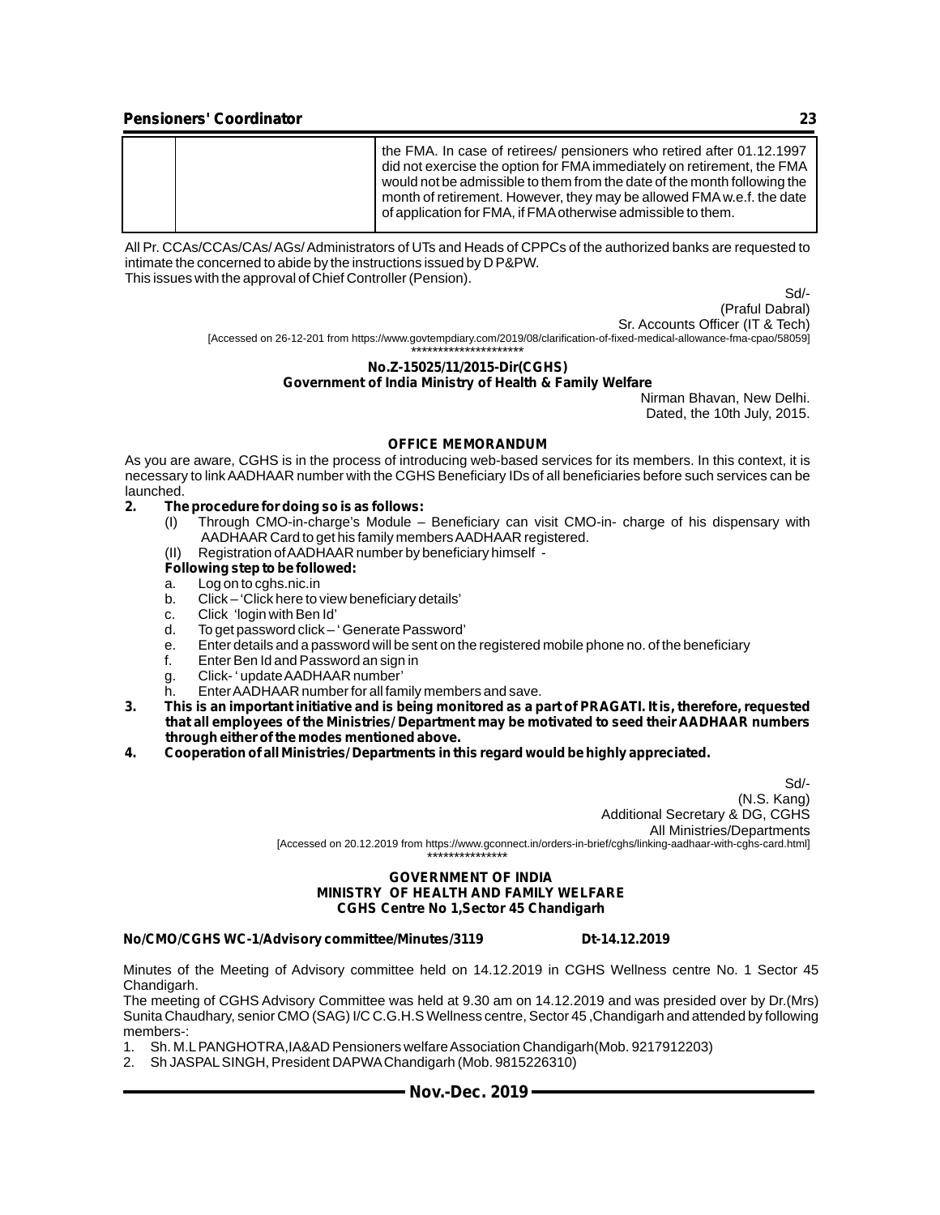| | | the FMA. In case of retirees/ pensioners who retired after 01.12.1997 did not exercise the option for FMA immediately on retirement, the FMA would not be admissible to them from the date of the month following the month of retirement. However, they may be allowed FMA w.e.f. the date of application for FMA, if FMA otherwise admissible to them. |
|---|---|---|

All Pr. CCAs/CCAs/CAs/ AGs/ Administrators of UTs and Heads of CPPCs of the authorized banks are requested to intimate the concerned to abide by the instructions issued by D P&PW.

This issues with the approval of Chief Controller (Pension).

Sd/-
(Praful Dabral)
Sr. Accounts Officer (IT & Tech)

[Accessed on 26-12-201 from https://www.govtempdiary.com/2019/08/clarification-of-fixed-medical-allowance-fma-cpao/58059]

********************

**No.Z-15025/11/2015-Dir(CGHS)**
**Government of India Ministry of Health & Family Welfare**

Nirman Bhavan, New Delhi.
Dated, the 10th July, 2015.

**OFFICE MEMORANDUM**

As you are aware, CGHS is in the process of introducing web-based services for its members. In this context, it is necessary to link AADHAAR number with the CGHS Beneficiary IDs of all beneficiaries before such services can be launched.

**2. The procedure for doing so is as follows:**

(I) Through CMO-in-charge's Module – Beneficiary can visit CMO-in- charge of his dispensary with AADHAAR Card to get his family members AADHAAR registered.

(II) Registration of AADHAAR number by beneficiary himself -

**Following step to be followed:**

a. Log on to cghs.nic.in
b. Click – 'Click here to view beneficiary details'
c. Click 'login with Ben Id'
d. To get password click – ' Generate Password'
e. Enter details and a password will be sent on the registered mobile phone no. of the beneficiary
f. Enter Ben Id and Password an sign in
g. Click- ' update AADHAAR number'
h. Enter AADHAAR number for all family members and save.

**3. This is an important initiative and is being monitored as a part of PRAGATI. It is, therefore, requested that all employees of the Ministries/ Department may be motivated to seed their AADHAAR numbers through either of the modes mentioned above.**

**4. Cooperation of all Ministries/ Departments in this regard would be highly appreciated.**

Sd/-
(N.S. Kang)
Additional Secretary & DG, CGHS
All Ministries/Departments

[Accessed on 20.12.2019 from https://www.gconnect.in/orders-in-brief/cghs/linking-aadhaar-with-cghs-card.html]

***************

**GOVERNMENT OF INDIA**
**MINISTRY OF HEALTH AND FAMILY WELFARE**
**CGHS Centre No 1,Sector 45 Chandigarh**

**No/CMO/CGHS WC-1/Advisory committee/Minutes/3119 Dt-14.12.2019**

Minutes of the Meeting of Advisory committee held on 14.12.2019 in CGHS Wellness centre No. 1 Sector 45 Chandigarh.

The meeting of CGHS Advisory Committee was held at 9.30 am on 14.12.2019 and was presided over by Dr.(Mrs) Sunita Chaudhary, senior CMO (SAG) I/C C.G.H.S Wellness centre, Sector 45 ,Chandigarh and attended by following members-:

1. Sh. M.L PANGHOTRA,IA&AD Pensioners welfare Association Chandigarh(Mob. 9217912203)
2. Sh JASPAL SINGH, President DAPWA Chandigarh (Mob. 9815226310)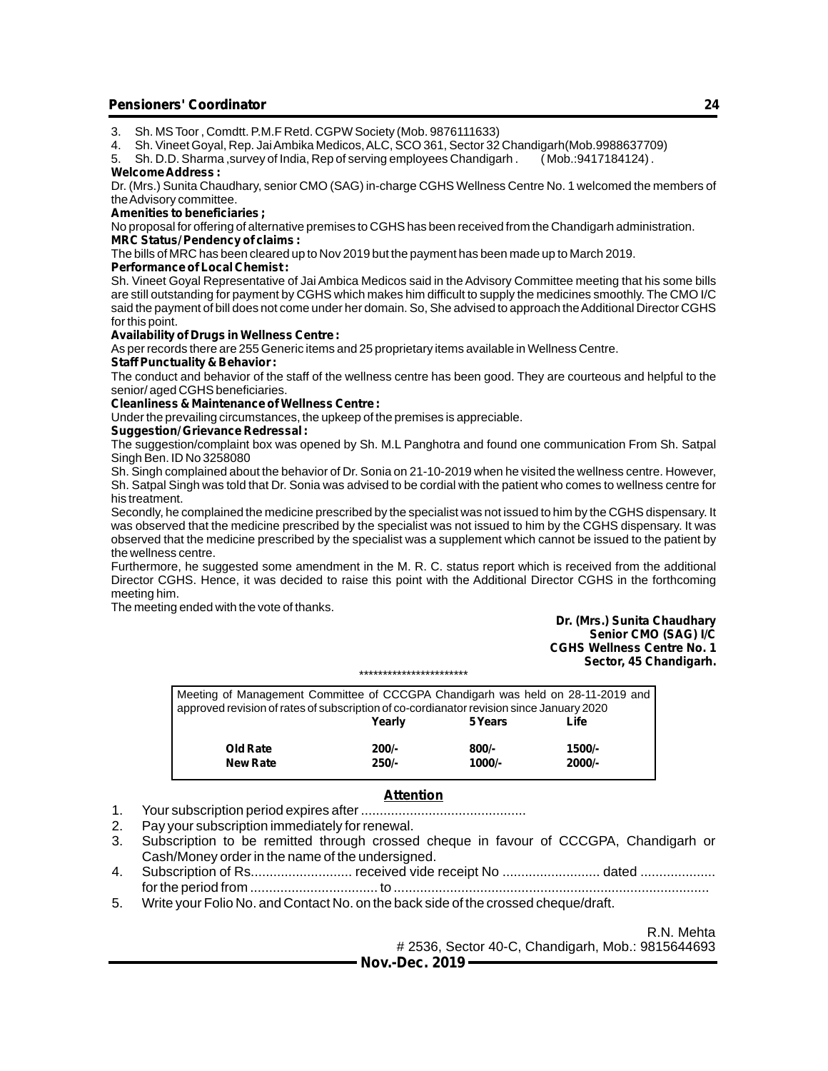3. Sh. MS Toor , Comdtt. P.M.F Retd. CGPW Society (Mob. 9876111633)
4. Sh. Vineet Goyal, Rep. Jai Ambika Medicos, ALC, SCO 361, Sector 32 Chandigarh(Mob.9988637709)
5. Sh. D.D. Sharma ,survey of India, Rep of serving employees Chandigarh . ( Mob.:9417184124) .

**Welcome Address :**

Dr. (Mrs.) Sunita Chaudhary, senior CMO (SAG) in-charge CGHS Wellness Centre No. 1 welcomed the members of the Advisory committee.

**Amenities to beneficiaries ;**

No proposal for offering of alternative premises to CGHS has been received from the Chandigarh administration.

**MRC Status/Pendency of claims :**

The bills of MRC has been cleared up to Nov 2019 but the payment has been made up to March 2019.

**Performance of Local Chemist :**

Sh. Vineet Goyal Representative of Jai Ambica Medicos said in the Advisory Committee meeting that his some bills are still outstanding for payment by CGHS which makes him difficult to supply the medicines smoothly. The CMO I/C said the payment of bill does not come under her domain. So, She advised to approach the Additional Director CGHS for this point.

**Availability of Drugs in Wellness Centre :**

As per records there are 255 Generic items and 25 proprietary items available in Wellness Centre.

**Staff Punctuality & Behavior :**

The conduct and behavior of the staff of the wellness centre has been good. They are courteous and helpful to the senior/ aged CGHS beneficiaries.

**Cleanliness & Maintenance of Wellness Centre :**

Under the prevailing circumstances, the upkeep of the premises is appreciable.

**Suggestion/Grievance Redressal :**

The suggestion/complaint box was opened by Sh. M.L Panghotra and found one communication From Sh. Satpal Singh Ben. ID No 3258080

Sh. Singh complained about the behavior of Dr. Sonia on 21-10-2019 when he visited the wellness centre. However, Sh. Satpal Singh was told that Dr. Sonia was advised to be cordial with the patient who comes to wellness centre for his treatment.

Secondly, he complained the medicine prescribed by the specialist was not issued to him by the CGHS dispensary. It was observed that the medicine prescribed by the specialist was not issued to him by the CGHS dispensary. It was observed that the medicine prescribed by the specialist was a supplement which cannot be issued to the patient by the wellness centre.

Furthermore, he suggested some amendment in the M. R. C. status report which is received from the additional Director CGHS. Hence, it was decided to raise this point with the Additional Director CGHS in the forthcoming meeting him.

The meeting ended with the vote of thanks.

**Dr. (Mrs.) Sunita Chaudhary**
**Senior CMO (SAG) I/C**
**CGHS Wellness Centre No. 1**
**Sector, 45 Chandigarh.**

***********************

Meeting of Management Committee of CCCGPA Chandigarh was held on 28-11-2019 and approved revision of rates of subscription of co-cordianator revision since January 2020

| | Yearly | 5 Years | Life |
|---|---|---|---|
| **Old Rate** | **200/-** | **800/-** | **1500/-** |
| **New Rate** | **250/-** | **1000/-** | **2000/-** |

## Attention

1. Your subscription period expires after ............................................
2. Pay your subscription immediately for renewal.
3. Subscription to be remitted through crossed cheque in favour of CCCGPA, Chandigarh or Cash/Money order in the name of the undersigned.
4. Subscription of Rs........................... received vide receipt No .......................... dated .................... for the period from .................................. to ...................................................................................
5. Write your Folio No. and Contact No. on the back side of the crossed cheque/draft.

R.N. Mehta
# 2536, Sector 40-C, Chandigarh, Mob.: 9815644693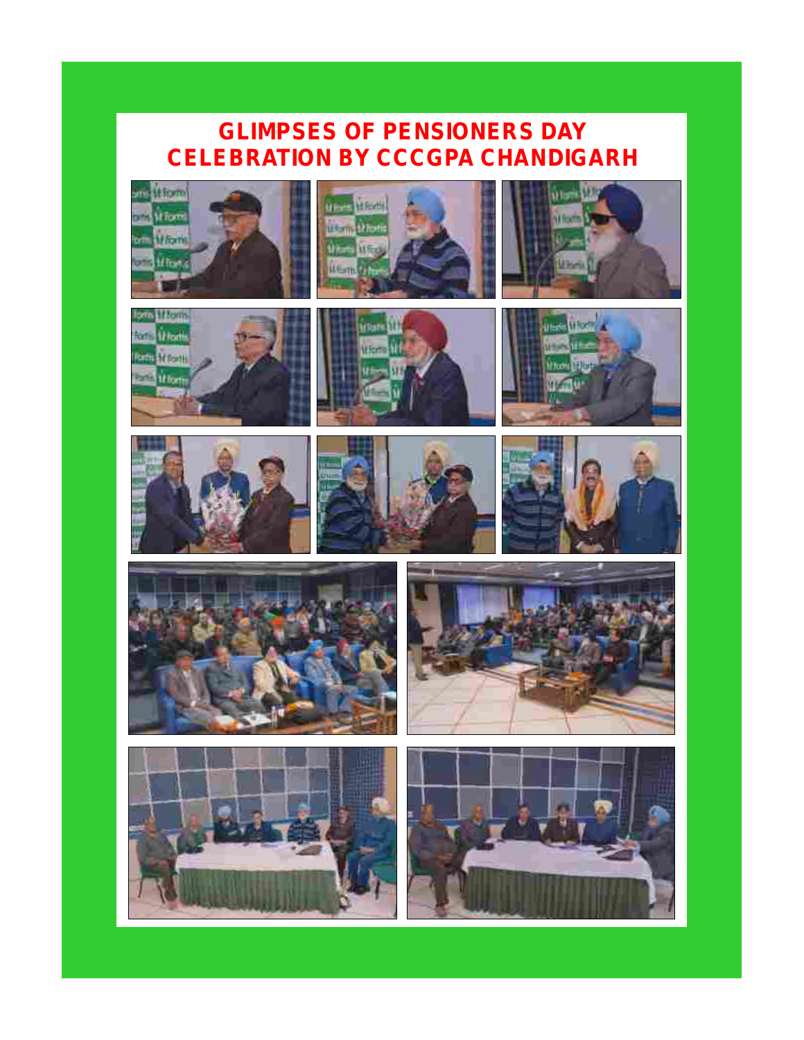# GLIMPSES OF PENSIONERS DAY CELEBRATION BY CCCGPA CHANDIGARH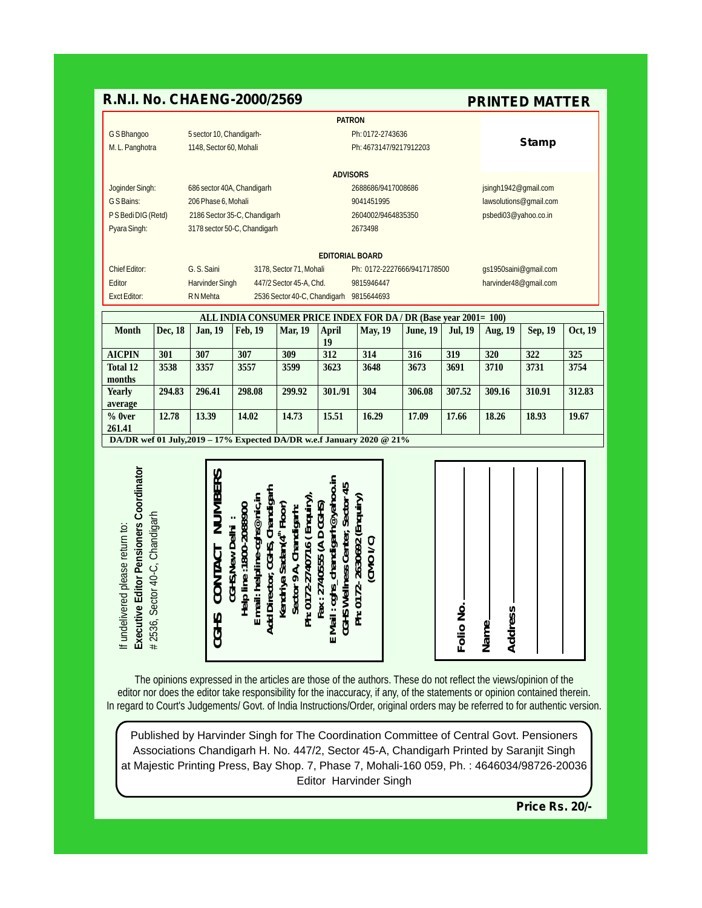**R.N.I. No. CHAENG-2000/2569** **PRINTED MATTER**

**PATRON**

| | | | |
|---|---|---|---|
| G S Bhangoo | 5 sector 10, Chandigarh- | Ph: 0172-2743636 | |
| M. L. Panghotra | 1148, Sector 60, Mohali | Ph: 4673147/9217912203 | **Stamp** |

**ADVISORS**

| | | | |
|---|---|---|---|
| Joginder Singh: | 686 sector 40A, Chandigarh | 2688686/9417008686 | jsingh1942@gmail.com |
| G S Bains: | 206 Phase 6, Mohali | 9041451995 | lawsolutions@gmail.com |
| P S Bedi DIG (Retd) | 2186 Sector 35-C, Chandigarh | 2604002/9464835350 | psbedi03@yahoo.co.in |
| Pyara Singh: | 3178 sector 50-C, Chandigarh | 2673498 | |

**EDITORIAL BOARD**

| | | | | |
|---|---|---|---|---|
| Chief Editor: | G. S. Saini | 3178, Sector 71, Mohali | Ph: 0172-2227666/9417178500 | gs1950saini@gmail.com |
| Editor | Harvinder Singh | 447/2 Sector 45-A, Chd. | 9815946447 | harvinder48@gmail.com |
| Exct Editor: | R N Mehta | 2536 Sector 40-C, Chandigarh | 9815644693 | |

**ALL INDIA CONSUMER PRICE INDEX FOR DA / DR (Base year 2001= 100)**

| Month | Dec, 18 | Jan, 19 | Feb, 19 | Mar, 19 | April 19 | May, 19 | June, 19 | Jul, 19 | Aug, 19 | Sep, 19 | Oct, 19 |
|---|---|---|---|---|---|---|---|---|---|---|---|
| AICPIN | 301 | 307 | 307 | 309 | 312 | 314 | 316 | 319 | 320 | 322 | 325 |
| Total 12 months | 3538 | 3357 | 3557 | 3599 | 3623 | 3648 | 3673 | 3691 | 3710 | 3731 | 3754 |
| Yearly average | 294.83 | 296.41 | 298.08 | 299.92 | 301./91 | 304 | 306.08 | 307.52 | 309.16 | 310.91 | 312.83 |
| % 0ver 261.41 | 12.78 | 13.39 | 14.02 | 14.73 | 15.51 | 16.29 | 17.09 | 17.66 | 18.26 | 18.93 | 19.67 |

**DA/DR wef 01 July,2019 – 17% Expected DA/DR w.e.f January 2020 @ 21%**

If undelivered please return to:
**Executive Editor Pensioners Coordinator**
# 2536, Sector 40-C, Chandigarh

**CGHS CONTACT NUMBERS**
**CGHS,New Delhi :**
**Help line :1800-2088900**
**E mail: helpline-cghs@nic,in**
**Add Director, CGHS, Chandigarh**
**Kendriya Sadan(4th Floor)**
**Sector 9 A, Chandigarh:**
**Ph: 0172-2740716 ( Enquiry),**
**Fax : 2740555 (A D CGHS)**
**E Mail : cghs_chandigarh@yahoo.in**
**CGHS Wellness Center, Sector 45**
**Ph: 0172- 2630692 (Enquiry)**
**(CMO I/C)**

**Folio No.** ____________
**Name** ____________
**Address** ____________

The opinions expressed in the articles are those of the authors. These do not reflect the views/opinion of the editor nor does the editor take responsibility for the inaccuracy, if any, of the statements or opinion contained therein. In regard to Court's Judgements/ Govt. of India Instructions/Order, original orders may be referred to for authentic version.

Published by Harvinder Singh for The Coordination Committee of Central Govt. Pensioners Associations Chandigarh H. No. 447/2, Sector 45-A, Chandigarh Printed by Saranjit Singh at Majestic Printing Press, Bay Shop. 7, Phase 7, Mohali-160 059, Ph. : 4646034/98726-20036
Editor Harvinder Singh

**Price Rs. 20/-**